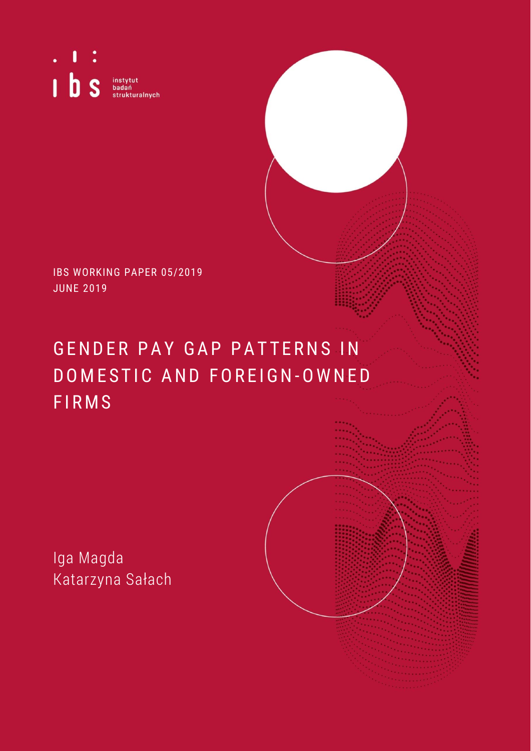instytut badań strukturalnych

IBS WORKING PAPER 05/2019
JUNE 2019

# GENDER PAY GAP PATTERNS IN DOMESTIC AND FOREIGN-OWNED FIRMS

Iga Magda
Katarzyna Sałach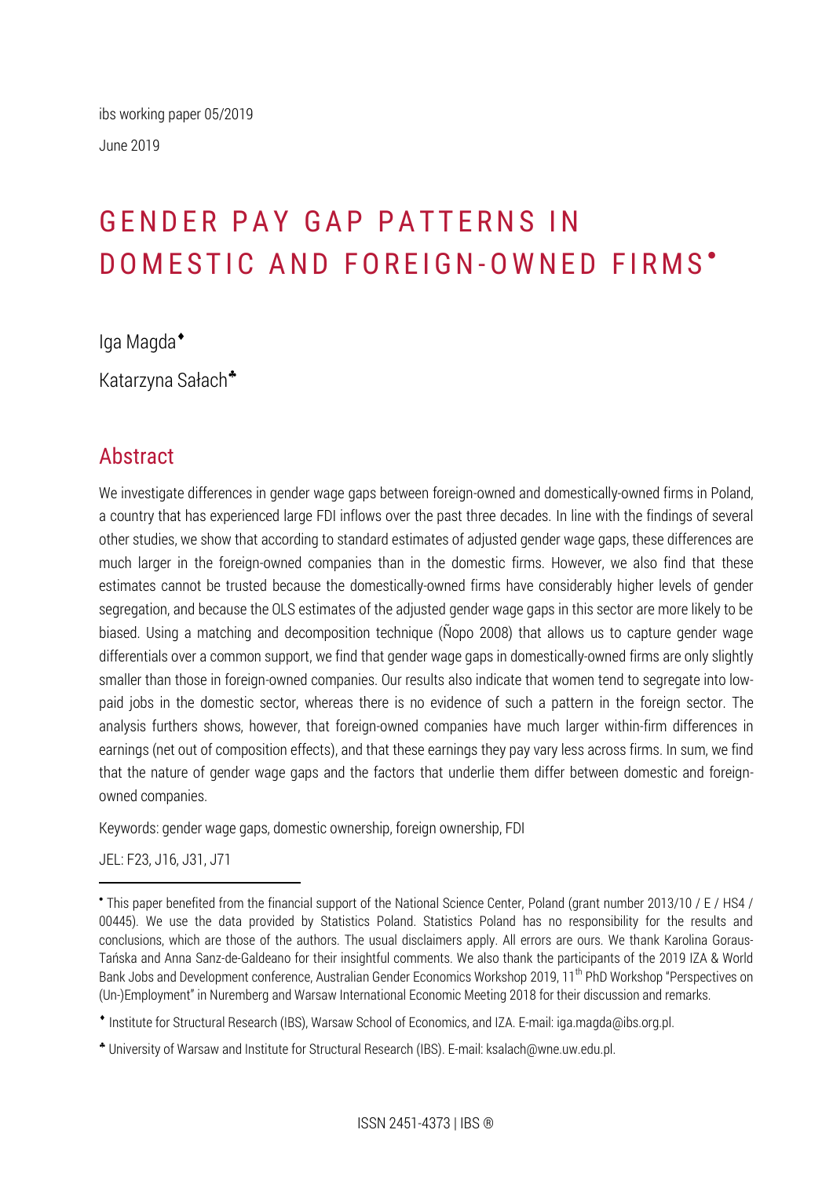ibs working paper 05/2019

June 2019

# GENDER PAY GAP PATTERNS IN DOMESTIC AND FOREIGN-OWNED FIRMS[•]

Iga Magda[♦]

Katarzyna Sałach[♣]

## Abstract

We investigate differences in gender wage gaps between foreign-owned and domestically-owned firms in Poland, a country that has experienced large FDI inflows over the past three decades. In line with the findings of several other studies, we show that according to standard estimates of adjusted gender wage gaps, these differences are much larger in the foreign-owned companies than in the domestic firms. However, we also find that these estimates cannot be trusted because the domestically-owned firms have considerably higher levels of gender segregation, and because the OLS estimates of the adjusted gender wage gaps in this sector are more likely to be biased. Using a matching and decomposition technique (Ñopo 2008) that allows us to capture gender wage differentials over a common support, we find that gender wage gaps in domestically-owned firms are only slightly smaller than those in foreign-owned companies. Our results also indicate that women tend to segregate into low-paid jobs in the domestic sector, whereas there is no evidence of such a pattern in the foreign sector. The analysis furthers shows, however, that foreign-owned companies have much larger within-firm differences in earnings (net out of composition effects), and that these earnings they pay vary less across firms. In sum, we find that the nature of gender wage gaps and the factors that underlie them differ between domestic and foreign-owned companies.

Keywords: gender wage gaps, domestic ownership, foreign ownership, FDI

JEL: F23, J16, J31, J71

---

[•] This paper benefited from the financial support of the National Science Center, Poland (grant number 2013/10 / E / HS4 / 00445). We use the data provided by Statistics Poland. Statistics Poland has no responsibility for the results and conclusions, which are those of the authors. The usual disclaimers apply. All errors are ours. We thank Karolina Goraus-Tańska and Anna Sanz-de-Galdeano for their insightful comments. We also thank the participants of the 2019 IZA & World Bank Jobs and Development conference, Australian Gender Economics Workshop 2019, 11th PhD Workshop "Perspectives on (Un-)Employment" in Nuremberg and Warsaw International Economic Meeting 2018 for their discussion and remarks.

[♦] Institute for Structural Research (IBS), Warsaw School of Economics, and IZA. E-mail: iga.magda@ibs.org.pl.

[♣] University of Warsaw and Institute for Structural Research (IBS). E-mail: ksalach@wne.uw.edu.pl.

ISSN 2451-4373 | IBS ®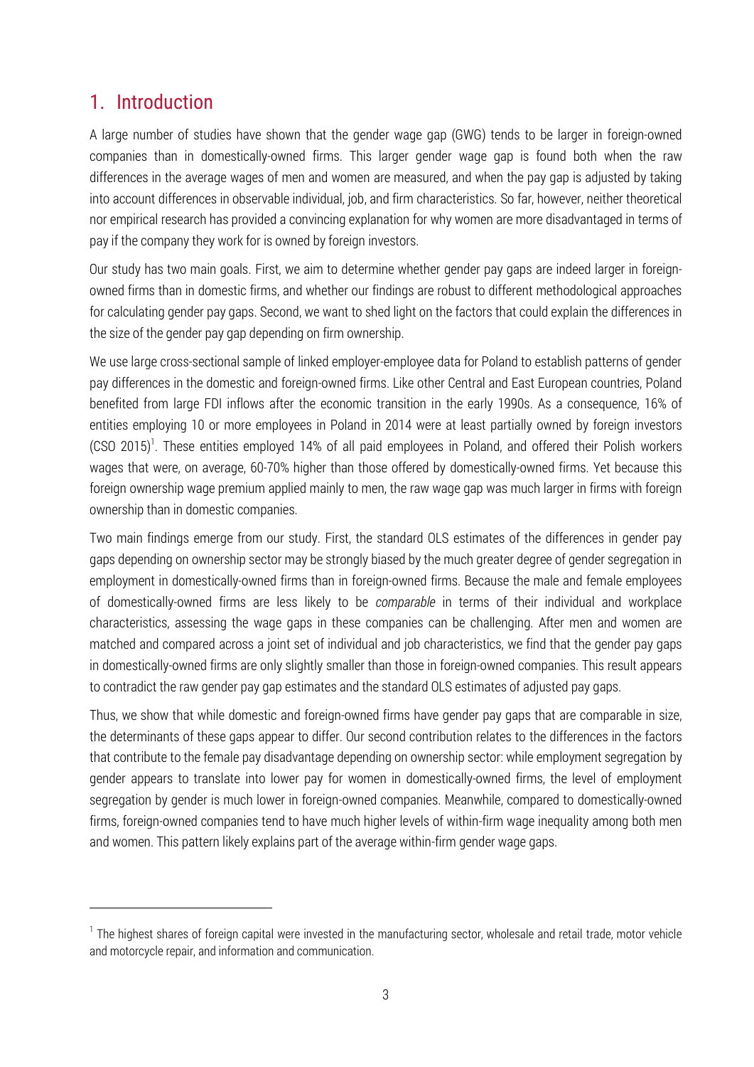## 1. Introduction

A large number of studies have shown that the gender wage gap (GWG) tends to be larger in foreign-owned companies than in domestically-owned firms. This larger gender wage gap is found both when the raw differences in the average wages of men and women are measured, and when the pay gap is adjusted by taking into account differences in observable individual, job, and firm characteristics. So far, however, neither theoretical nor empirical research has provided a convincing explanation for why women are more disadvantaged in terms of pay if the company they work for is owned by foreign investors.

Our study has two main goals. First, we aim to determine whether gender pay gaps are indeed larger in foreign-owned firms than in domestic firms, and whether our findings are robust to different methodological approaches for calculating gender pay gaps. Second, we want to shed light on the factors that could explain the differences in the size of the gender pay gap depending on firm ownership.

We use large cross-sectional sample of linked employer-employee data for Poland to establish patterns of gender pay differences in the domestic and foreign-owned firms. Like other Central and East European countries, Poland benefited from large FDI inflows after the economic transition in the early 1990s. As a consequence, 16% of entities employing 10 or more employees in Poland in 2014 were at least partially owned by foreign investors (CSO 2015)[1]. These entities employed 14% of all paid employees in Poland, and offered their Polish workers wages that were, on average, 60-70% higher than those offered by domestically-owned firms. Yet because this foreign ownership wage premium applied mainly to men, the raw wage gap was much larger in firms with foreign ownership than in domestic companies.

Two main findings emerge from our study. First, the standard OLS estimates of the differences in gender pay gaps depending on ownership sector may be strongly biased by the much greater degree of gender segregation in employment in domestically-owned firms than in foreign-owned firms. Because the male and female employees of domestically-owned firms are less likely to be *comparable* in terms of their individual and workplace characteristics, assessing the wage gaps in these companies can be challenging. After men and women are matched and compared across a joint set of individual and job characteristics, we find that the gender pay gaps in domestically-owned firms are only slightly smaller than those in foreign-owned companies. This result appears to contradict the raw gender pay gap estimates and the standard OLS estimates of adjusted pay gaps.

Thus, we show that while domestic and foreign-owned firms have gender pay gaps that are comparable in size, the determinants of these gaps appear to differ. Our second contribution relates to the differences in the factors that contribute to the female pay disadvantage depending on ownership sector: while employment segregation by gender appears to translate into lower pay for women in domestically-owned firms, the level of employment segregation by gender is much lower in foreign-owned companies. Meanwhile, compared to domestically-owned firms, foreign-owned companies tend to have much higher levels of within-firm wage inequality among both men and women. This pattern likely explains part of the average within-firm gender wage gaps.

---

[1] The highest shares of foreign capital were invested in the manufacturing sector, wholesale and retail trade, motor vehicle and motorcycle repair, and information and communication.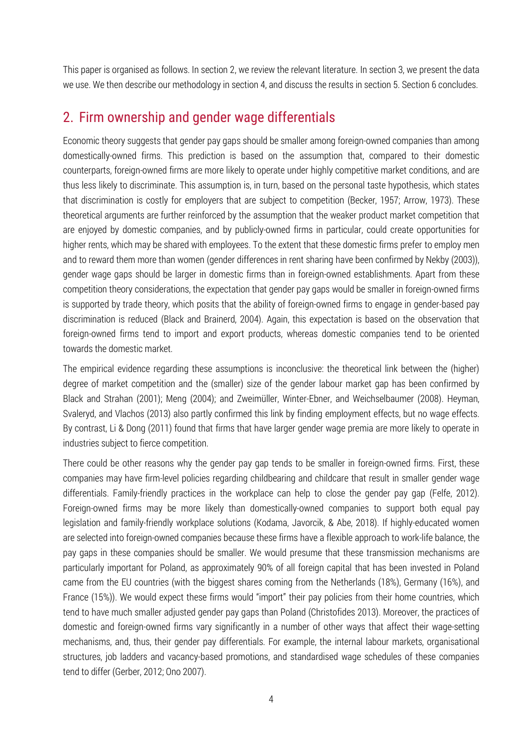This paper is organised as follows. In section 2, we review the relevant literature. In section 3, we present the data we use. We then describe our methodology in section 4, and discuss the results in section 5. Section 6 concludes.

## 2. Firm ownership and gender wage differentials

Economic theory suggests that gender pay gaps should be smaller among foreign-owned companies than among domestically-owned firms. This prediction is based on the assumption that, compared to their domestic counterparts, foreign-owned firms are more likely to operate under highly competitive market conditions, and are thus less likely to discriminate. This assumption is, in turn, based on the personal taste hypothesis, which states that discrimination is costly for employers that are subject to competition (Becker, 1957; Arrow, 1973). These theoretical arguments are further reinforced by the assumption that the weaker product market competition that are enjoyed by domestic companies, and by publicly-owned firms in particular, could create opportunities for higher rents, which may be shared with employees. To the extent that these domestic firms prefer to employ men and to reward them more than women (gender differences in rent sharing have been confirmed by Nekby (2003)), gender wage gaps should be larger in domestic firms than in foreign-owned establishments. Apart from these competition theory considerations, the expectation that gender pay gaps would be smaller in foreign-owned firms is supported by trade theory, which posits that the ability of foreign-owned firms to engage in gender-based pay discrimination is reduced (Black and Brainerd, 2004). Again, this expectation is based on the observation that foreign-owned firms tend to import and export products, whereas domestic companies tend to be oriented towards the domestic market.

The empirical evidence regarding these assumptions is inconclusive: the theoretical link between the (higher) degree of market competition and the (smaller) size of the gender labour market gap has been confirmed by Black and Strahan (2001); Meng (2004); and Zweimüller, Winter-Ebner, and Weichselbaumer (2008). Heyman, Svaleryd, and Vlachos (2013) also partly confirmed this link by finding employment effects, but no wage effects. By contrast, Li & Dong (2011) found that firms that have larger gender wage premia are more likely to operate in industries subject to fierce competition.

There could be other reasons why the gender pay gap tends to be smaller in foreign-owned firms. First, these companies may have firm-level policies regarding childbearing and childcare that result in smaller gender wage differentials. Family-friendly practices in the workplace can help to close the gender pay gap (Felfe, 2012). Foreign-owned firms may be more likely than domestically-owned companies to support both equal pay legislation and family-friendly workplace solutions (Kodama, Javorcik, & Abe, 2018). If highly-educated women are selected into foreign-owned companies because these firms have a flexible approach to work-life balance, the pay gaps in these companies should be smaller. We would presume that these transmission mechanisms are particularly important for Poland, as approximately 90% of all foreign capital that has been invested in Poland came from the EU countries (with the biggest shares coming from the Netherlands (18%), Germany (16%), and France (15%)). We would expect these firms would "import" their pay policies from their home countries, which tend to have much smaller adjusted gender pay gaps than Poland (Christofides 2013). Moreover, the practices of domestic and foreign-owned firms vary significantly in a number of other ways that affect their wage-setting mechanisms, and, thus, their gender pay differentials. For example, the internal labour markets, organisational structures, job ladders and vacancy-based promotions, and standardised wage schedules of these companies tend to differ (Gerber, 2012; Ono 2007).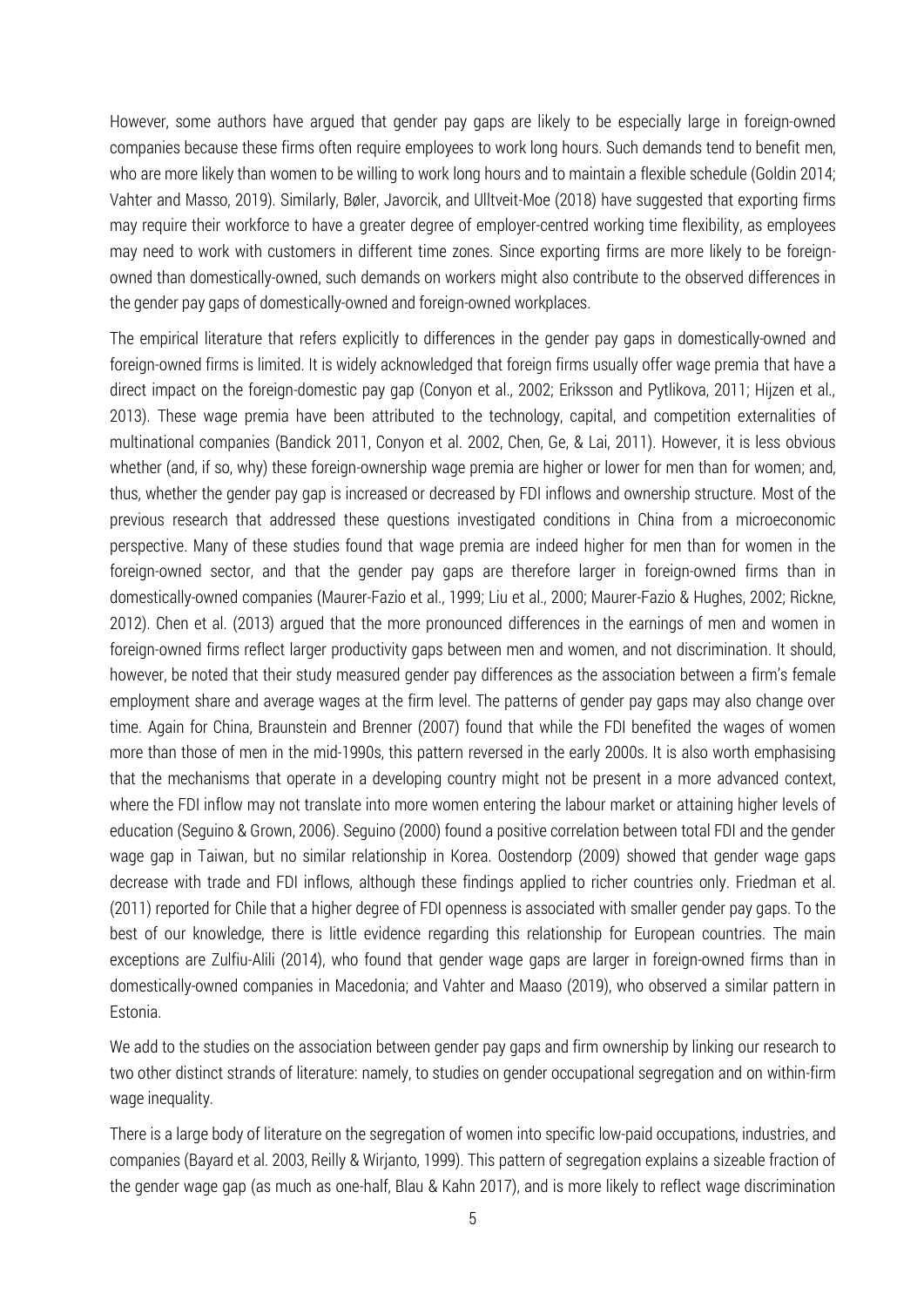However, some authors have argued that gender pay gaps are likely to be especially large in foreign-owned companies because these firms often require employees to work long hours. Such demands tend to benefit men, who are more likely than women to be willing to work long hours and to maintain a flexible schedule (Goldin 2014; Vahter and Masso, 2019). Similarly, Bøler, Javorcik, and Ulltveit-Moe (2018) have suggested that exporting firms may require their workforce to have a greater degree of employer-centred working time flexibility, as employees may need to work with customers in different time zones. Since exporting firms are more likely to be foreign-owned than domestically-owned, such demands on workers might also contribute to the observed differences in the gender pay gaps of domestically-owned and foreign-owned workplaces.

The empirical literature that refers explicitly to differences in the gender pay gaps in domestically-owned and foreign-owned firms is limited. It is widely acknowledged that foreign firms usually offer wage premia that have a direct impact on the foreign-domestic pay gap (Conyon et al., 2002; Eriksson and Pytlikova, 2011; Hijzen et al., 2013). These wage premia have been attributed to the technology, capital, and competition externalities of multinational companies (Bandick 2011, Conyon et al. 2002, Chen, Ge, & Lai, 2011). However, it is less obvious whether (and, if so, why) these foreign-ownership wage premia are higher or lower for men than for women; and, thus, whether the gender pay gap is increased or decreased by FDI inflows and ownership structure. Most of the previous research that addressed these questions investigated conditions in China from a microeconomic perspective. Many of these studies found that wage premia are indeed higher for men than for women in the foreign-owned sector, and that the gender pay gaps are therefore larger in foreign-owned firms than in domestically-owned companies (Maurer-Fazio et al., 1999; Liu et al., 2000; Maurer-Fazio & Hughes, 2002; Rickne, 2012). Chen et al. (2013) argued that the more pronounced differences in the earnings of men and women in foreign-owned firms reflect larger productivity gaps between men and women, and not discrimination. It should, however, be noted that their study measured gender pay differences as the association between a firm's female employment share and average wages at the firm level. The patterns of gender pay gaps may also change over time. Again for China, Braunstein and Brenner (2007) found that while the FDI benefited the wages of women more than those of men in the mid-1990s, this pattern reversed in the early 2000s. It is also worth emphasising that the mechanisms that operate in a developing country might not be present in a more advanced context, where the FDI inflow may not translate into more women entering the labour market or attaining higher levels of education (Seguino & Grown, 2006). Seguino (2000) found a positive correlation between total FDI and the gender wage gap in Taiwan, but no similar relationship in Korea. Oostendorp (2009) showed that gender wage gaps decrease with trade and FDI inflows, although these findings applied to richer countries only. Friedman et al. (2011) reported for Chile that a higher degree of FDI openness is associated with smaller gender pay gaps. To the best of our knowledge, there is little evidence regarding this relationship for European countries. The main exceptions are Zulfiu-Alili (2014), who found that gender wage gaps are larger in foreign-owned firms than in domestically-owned companies in Macedonia; and Vahter and Maaso (2019), who observed a similar pattern in Estonia.

We add to the studies on the association between gender pay gaps and firm ownership by linking our research to two other distinct strands of literature: namely, to studies on gender occupational segregation and on within-firm wage inequality.

There is a large body of literature on the segregation of women into specific low-paid occupations, industries, and companies (Bayard et al. 2003, Reilly & Wirjanto, 1999). This pattern of segregation explains a sizeable fraction of the gender wage gap (as much as one-half, Blau & Kahn 2017), and is more likely to reflect wage discrimination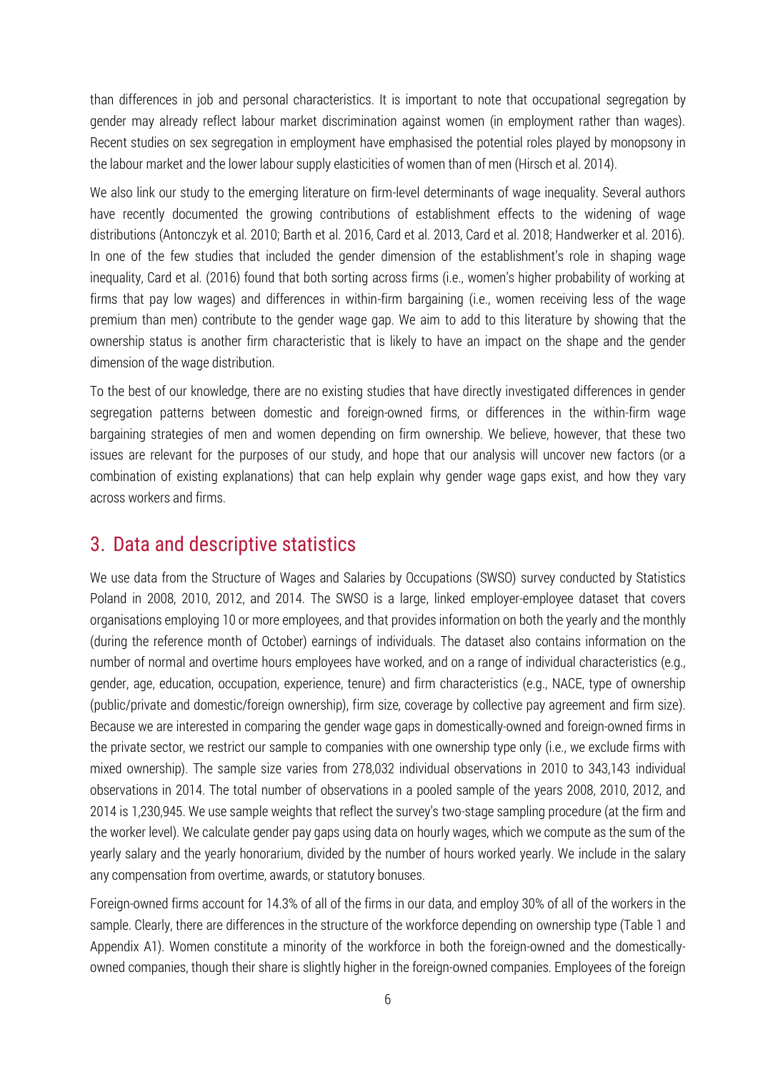than differences in job and personal characteristics. It is important to note that occupational segregation by gender may already reflect labour market discrimination against women (in employment rather than wages). Recent studies on sex segregation in employment have emphasised the potential roles played by monopsony in the labour market and the lower labour supply elasticities of women than of men (Hirsch et al. 2014).

We also link our study to the emerging literature on firm-level determinants of wage inequality. Several authors have recently documented the growing contributions of establishment effects to the widening of wage distributions (Antonczyk et al. 2010; Barth et al. 2016, Card et al. 2013, Card et al. 2018; Handwerker et al. 2016). In one of the few studies that included the gender dimension of the establishment's role in shaping wage inequality, Card et al. (2016) found that both sorting across firms (i.e., women's higher probability of working at firms that pay low wages) and differences in within-firm bargaining (i.e., women receiving less of the wage premium than men) contribute to the gender wage gap. We aim to add to this literature by showing that the ownership status is another firm characteristic that is likely to have an impact on the shape and the gender dimension of the wage distribution.

To the best of our knowledge, there are no existing studies that have directly investigated differences in gender segregation patterns between domestic and foreign-owned firms, or differences in the within-firm wage bargaining strategies of men and women depending on firm ownership. We believe, however, that these two issues are relevant for the purposes of our study, and hope that our analysis will uncover new factors (or a combination of existing explanations) that can help explain why gender wage gaps exist, and how they vary across workers and firms.

## 3. Data and descriptive statistics

We use data from the Structure of Wages and Salaries by Occupations (SWSO) survey conducted by Statistics Poland in 2008, 2010, 2012, and 2014. The SWSO is a large, linked employer-employee dataset that covers organisations employing 10 or more employees, and that provides information on both the yearly and the monthly (during the reference month of October) earnings of individuals. The dataset also contains information on the number of normal and overtime hours employees have worked, and on a range of individual characteristics (e.g., gender, age, education, occupation, experience, tenure) and firm characteristics (e.g., NACE, type of ownership (public/private and domestic/foreign ownership), firm size, coverage by collective pay agreement and firm size). Because we are interested in comparing the gender wage gaps in domestically-owned and foreign-owned firms in the private sector, we restrict our sample to companies with one ownership type only (i.e., we exclude firms with mixed ownership). The sample size varies from 278,032 individual observations in 2010 to 343,143 individual observations in 2014. The total number of observations in a pooled sample of the years 2008, 2010, 2012, and 2014 is 1,230,945. We use sample weights that reflect the survey's two-stage sampling procedure (at the firm and the worker level). We calculate gender pay gaps using data on hourly wages, which we compute as the sum of the yearly salary and the yearly honorarium, divided by the number of hours worked yearly. We include in the salary any compensation from overtime, awards, or statutory bonuses.

Foreign-owned firms account for 14.3% of all of the firms in our data, and employ 30% of all of the workers in the sample. Clearly, there are differences in the structure of the workforce depending on ownership type (Table 1 and Appendix A1). Women constitute a minority of the workforce in both the foreign-owned and the domestically-owned companies, though their share is slightly higher in the foreign-owned companies. Employees of the foreign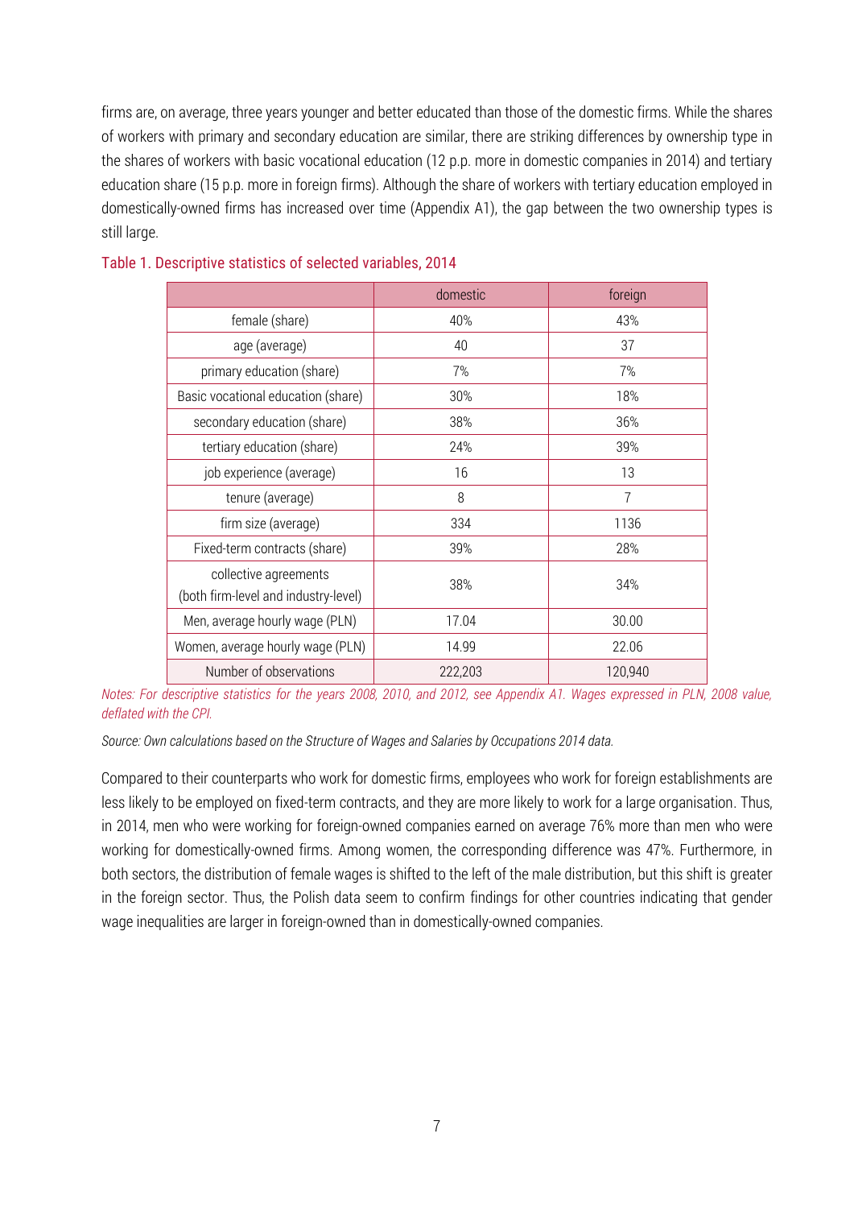firms are, on average, three years younger and better educated than those of the domestic firms. While the shares of workers with primary and secondary education are similar, there are striking differences by ownership type in the shares of workers with basic vocational education (12 p.p. more in domestic companies in 2014) and tertiary education share (15 p.p. more in foreign firms). Although the share of workers with tertiary education employed in domestically-owned firms has increased over time (Appendix A1), the gap between the two ownership types is still large.

Table 1. Descriptive statistics of selected variables, 2014

| | domestic | foreign |
|---|---|---|
| female (share) | 40% | 43% |
| age (average) | 40 | 37 |
| primary education (share) | 7% | 7% |
| Basic vocational education (share) | 30% | 18% |
| secondary education (share) | 38% | 36% |
| tertiary education (share) | 24% | 39% |
| job experience (average) | 16 | 13 |
| tenure (average) | 8 | 7 |
| firm size (average) | 334 | 1136 |
| Fixed-term contracts (share) | 39% | 28% |
| collective agreements (both firm-level and industry-level) | 38% | 34% |
| Men, average hourly wage (PLN) | 17.04 | 30.00 |
| Women, average hourly wage (PLN) | 14.99 | 22.06 |
| Number of observations | 222,203 | 120,940 |

*Notes: For descriptive statistics for the years 2008, 2010, and 2012, see Appendix A1. Wages expressed in PLN, 2008 value, deflated with the CPI.*

*Source: Own calculations based on the Structure of Wages and Salaries by Occupations 2014 data.*

Compared to their counterparts who work for domestic firms, employees who work for foreign establishments are less likely to be employed on fixed-term contracts, and they are more likely to work for a large organisation. Thus, in 2014, men who were working for foreign-owned companies earned on average 76% more than men who were working for domestically-owned firms. Among women, the corresponding difference was 47%. Furthermore, in both sectors, the distribution of female wages is shifted to the left of the male distribution, but this shift is greater in the foreign sector. Thus, the Polish data seem to confirm findings for other countries indicating that gender wage inequalities are larger in foreign-owned than in domestically-owned companies.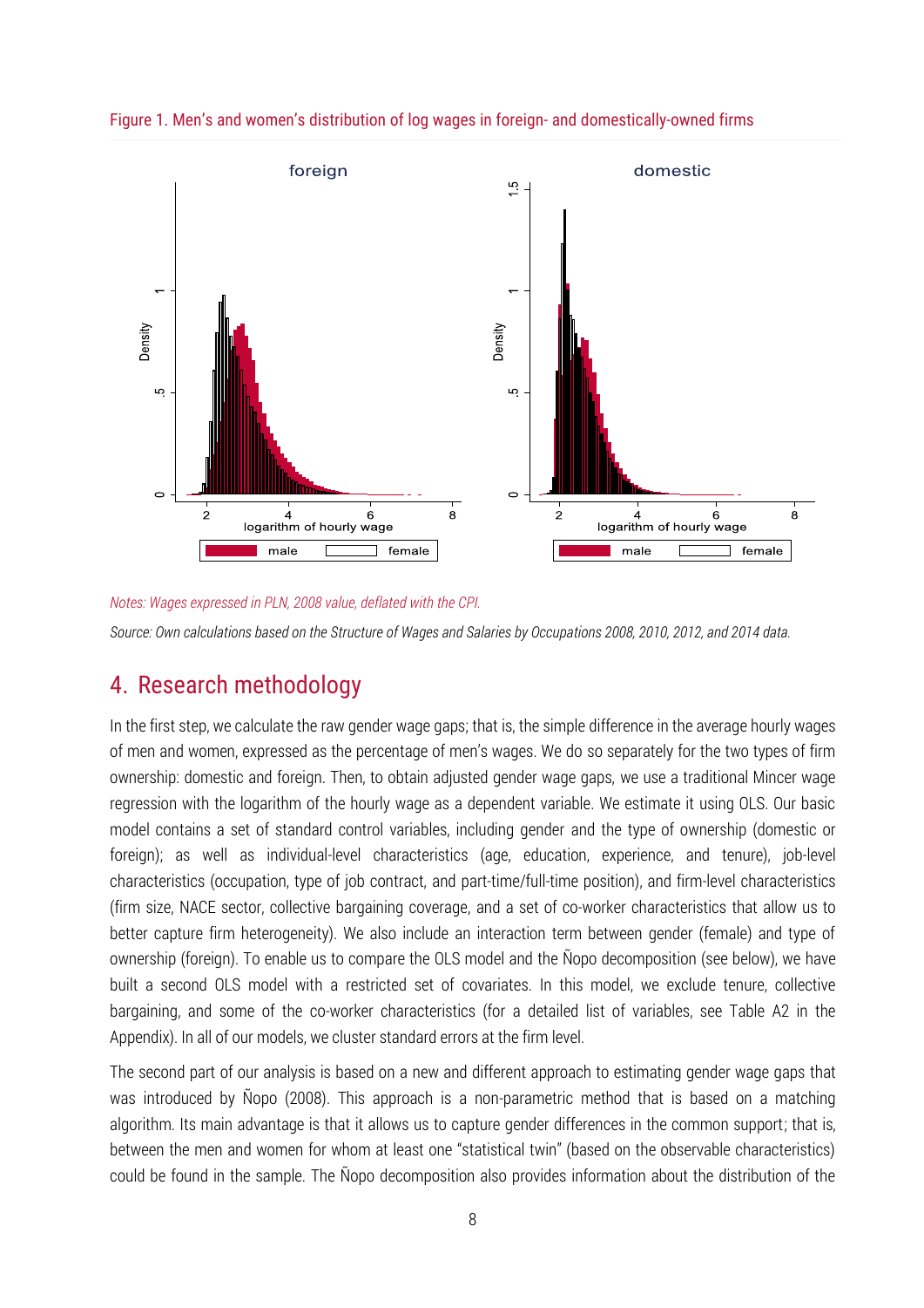Figure 1. Men's and women's distribution of log wages in foreign- and domestically-owned firms

*Notes: Wages expressed in PLN, 2008 value, deflated with the CPI.*

*Source: Own calculations based on the Structure of Wages and Salaries by Occupations 2008, 2010, 2012, and 2014 data.*

## 4. Research methodology

In the first step, we calculate the raw gender wage gaps; that is, the simple difference in the average hourly wages of men and women, expressed as the percentage of men's wages. We do so separately for the two types of firm ownership: domestic and foreign. Then, to obtain adjusted gender wage gaps, we use a traditional Mincer wage regression with the logarithm of the hourly wage as a dependent variable. We estimate it using OLS. Our basic model contains a set of standard control variables, including gender and the type of ownership (domestic or foreign); as well as individual-level characteristics (age, education, experience, and tenure), job-level characteristics (occupation, type of job contract, and part-time/full-time position), and firm-level characteristics (firm size, NACE sector, collective bargaining coverage, and a set of co-worker characteristics that allow us to better capture firm heterogeneity). We also include an interaction term between gender (female) and type of ownership (foreign). To enable us to compare the OLS model and the Ñopo decomposition (see below), we have built a second OLS model with a restricted set of covariates. In this model, we exclude tenure, collective bargaining, and some of the co-worker characteristics (for a detailed list of variables, see Table A2 in the Appendix). In all of our models, we cluster standard errors at the firm level.

The second part of our analysis is based on a new and different approach to estimating gender wage gaps that was introduced by Ñopo (2008). This approach is a non-parametric method that is based on a matching algorithm. Its main advantage is that it allows us to capture gender differences in the common support; that is, between the men and women for whom at least one "statistical twin" (based on the observable characteristics) could be found in the sample. The Ñopo decomposition also provides information about the distribution of the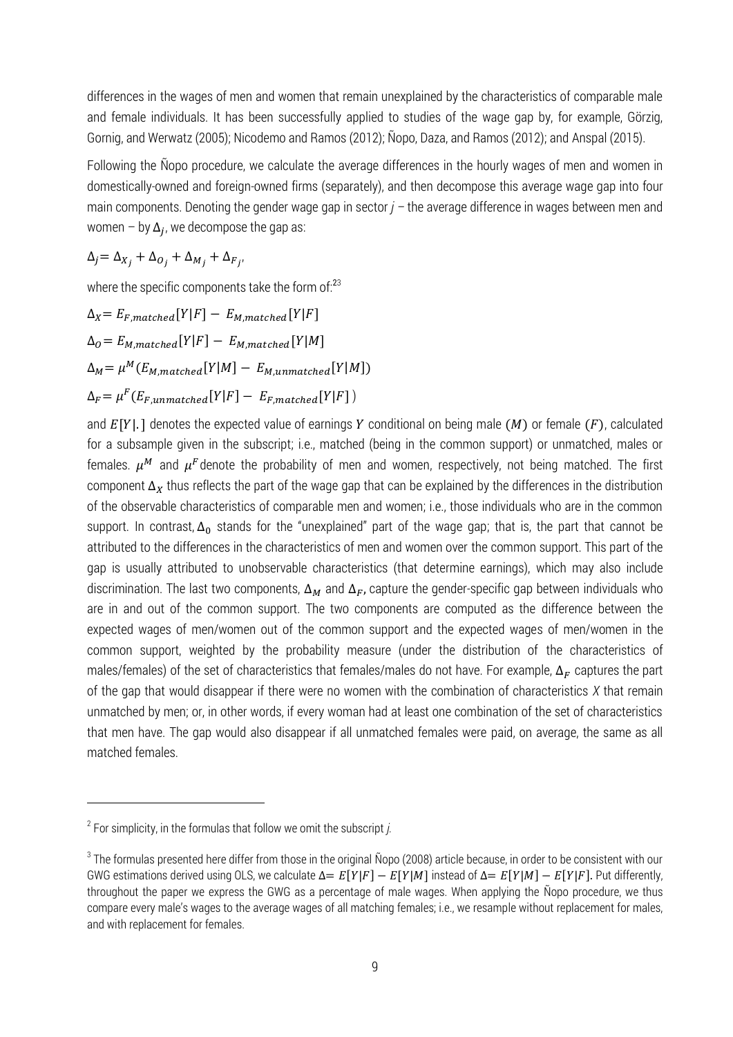differences in the wages of men and women that remain unexplained by the characteristics of comparable male and female individuals. It has been successfully applied to studies of the wage gap by, for example, Görzig, Gornig, and Werwatz (2005); Nicodemo and Ramos (2012); Ñopo, Daza, and Ramos (2012); and Anspal (2015).

Following the Ñopo procedure, we calculate the average differences in the hourly wages of men and women in domestically-owned and foreign-owned firms (separately), and then decompose this average wage gap into four main components. Denoting the gender wage gap in sector *j* – the average difference in wages between men and women – by $\Delta_j$, we decompose the gap as:

$$\Delta_j = \Delta_{X_j} + \Delta_{O_j} + \Delta_{M_j} + \Delta_{F_j},$$

where the specific components take the form of:[2][3]

$$\Delta_X = E_{F,matched}[Y|F] - E_{M,matched}[Y|F]$$

$$\Delta_O = E_{M,matched}[Y|F] - E_{M,matched}[Y|M]$$

$$\Delta_M = \mu^M (E_{M,matched}[Y|M] - E_{M,unmatched}[Y|M])$$

$$\Delta_F = \mu^F (E_{F,unmatched}[Y|F] - E_{F,matched}[Y|F])$$

and $E[Y|.]$ denotes the expected value of earnings $Y$ conditional on being male $(M)$ or female $(F)$, calculated for a subsample given in the subscript; i.e., matched (being in the common support) or unmatched, males or females. $\mu^M$ and $\mu^F$ denote the probability of men and women, respectively, not being matched. The first component $\Delta_X$ thus reflects the part of the wage gap that can be explained by the differences in the distribution of the observable characteristics of comparable men and women; i.e., those individuals who are in the common support. In contrast, $\Delta_0$ stands for the "unexplained" part of the wage gap; that is, the part that cannot be attributed to the differences in the characteristics of men and women over the common support. This part of the gap is usually attributed to unobservable characteristics (that determine earnings), which may also include discrimination. The last two components, $\Delta_M$ and $\Delta_F$, capture the gender-specific gap between individuals who are in and out of the common support. The two components are computed as the difference between the expected wages of men/women out of the common support and the expected wages of men/women in the common support, weighted by the probability measure (under the distribution of the characteristics of males/females) of the set of characteristics that females/males do not have. For example, $\Delta_F$ captures the part of the gap that would disappear if there were no women with the combination of characteristics *X* that remain unmatched by men; or, in other words, if every woman had at least one combination of the set of characteristics that men have. The gap would also disappear if all unmatched females were paid, on average, the same as all matched females.

---

[2] For simplicity, in the formulas that follow we omit the subscript *j.*

[3] The formulas presented here differ from those in the original Ñopo (2008) article because, in order to be consistent with our GWG estimations derived using OLS, we calculate $\Delta = E[Y|F] - E[Y|M]$ instead of $\Delta = E[Y|M] - E[Y|F]$. Put differently, throughout the paper we express the GWG as a percentage of male wages. When applying the Ñopo procedure, we thus compare every male's wages to the average wages of all matching females; i.e., we resample without replacement for males, and with replacement for females.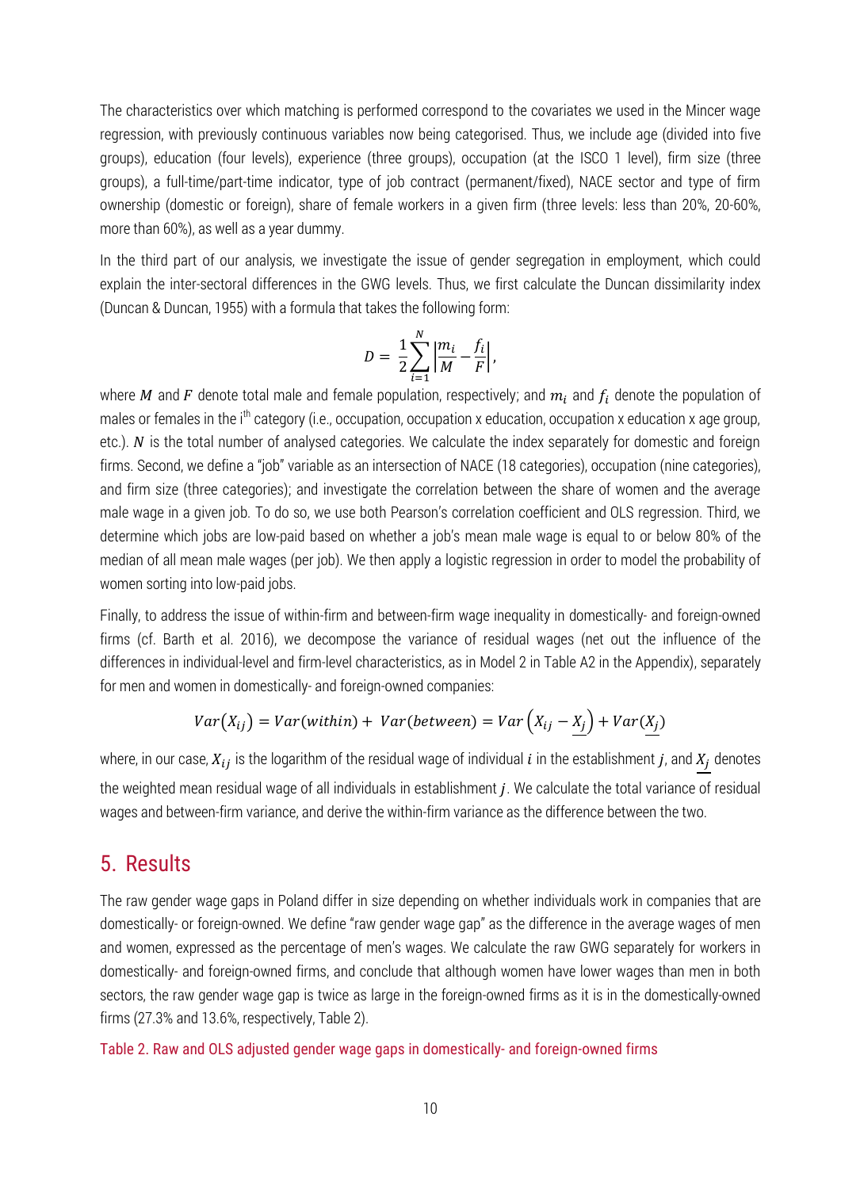The characteristics over which matching is performed correspond to the covariates we used in the Mincer wage regression, with previously continuous variables now being categorised. Thus, we include age (divided into five groups), education (four levels), experience (three groups), occupation (at the ISCO 1 level), firm size (three groups), a full-time/part-time indicator, type of job contract (permanent/fixed), NACE sector and type of firm ownership (domestic or foreign), share of female workers in a given firm (three levels: less than 20%, 20-60%, more than 60%), as well as a year dummy.

In the third part of our analysis, we investigate the issue of gender segregation in employment, which could explain the inter-sectoral differences in the GWG levels. Thus, we first calculate the Duncan dissimilarity index (Duncan & Duncan, 1955) with a formula that takes the following form:

$$D = \frac{1}{2}\sum_{i=1}^{N}\left|\frac{m_i}{M} - \frac{f_i}{F}\right|,$$

where $M$ and $F$ denote total male and female population, respectively; and $m_i$ and $f_i$ denote the population of males or females in the $i^{th}$ category (i.e., occupation, occupation x education, occupation x education x age group, etc.). $N$ is the total number of analysed categories. We calculate the index separately for domestic and foreign firms. Second, we define a "job" variable as an intersection of NACE (18 categories), occupation (nine categories), and firm size (three categories); and investigate the correlation between the share of women and the average male wage in a given job. To do so, we use both Pearson's correlation coefficient and OLS regression. Third, we determine which jobs are low-paid based on whether a job's mean male wage is equal to or below 80% of the median of all mean male wages (per job). We then apply a logistic regression in order to model the probability of women sorting into low-paid jobs.

Finally, to address the issue of within-firm and between-firm wage inequality in domestically- and foreign-owned firms (cf. Barth et al. 2016), we decompose the variance of residual wages (net out the influence of the differences in individual-level and firm-level characteristics, as in Model 2 in Table A2 in the Appendix), separately for men and women in domestically- and foreign-owned companies:

$$Var(X_{ij}) = Var(within) + Var(between) = Var\left(X_{ij} - \underline{X_j}\right) + Var(\underline{X_j})$$

where, in our case, $X_{ij}$ is the logarithm of the residual wage of individual $i$ in the establishment $j$, and $\underline{X_j}$ denotes the weighted mean residual wage of all individuals in establishment $j$. We calculate the total variance of residual wages and between-firm variance, and derive the within-firm variance as the difference between the two.

## 5. Results

The raw gender wage gaps in Poland differ in size depending on whether individuals work in companies that are domestically- or foreign-owned. We define "raw gender wage gap" as the difference in the average wages of men and women, expressed as the percentage of men's wages. We calculate the raw GWG separately for workers in domestically- and foreign-owned firms, and conclude that although women have lower wages than men in both sectors, the raw gender wage gap is twice as large in the foreign-owned firms as it is in the domestically-owned firms (27.3% and 13.6%, respectively, Table 2).

Table 2. Raw and OLS adjusted gender wage gaps in domestically- and foreign-owned firms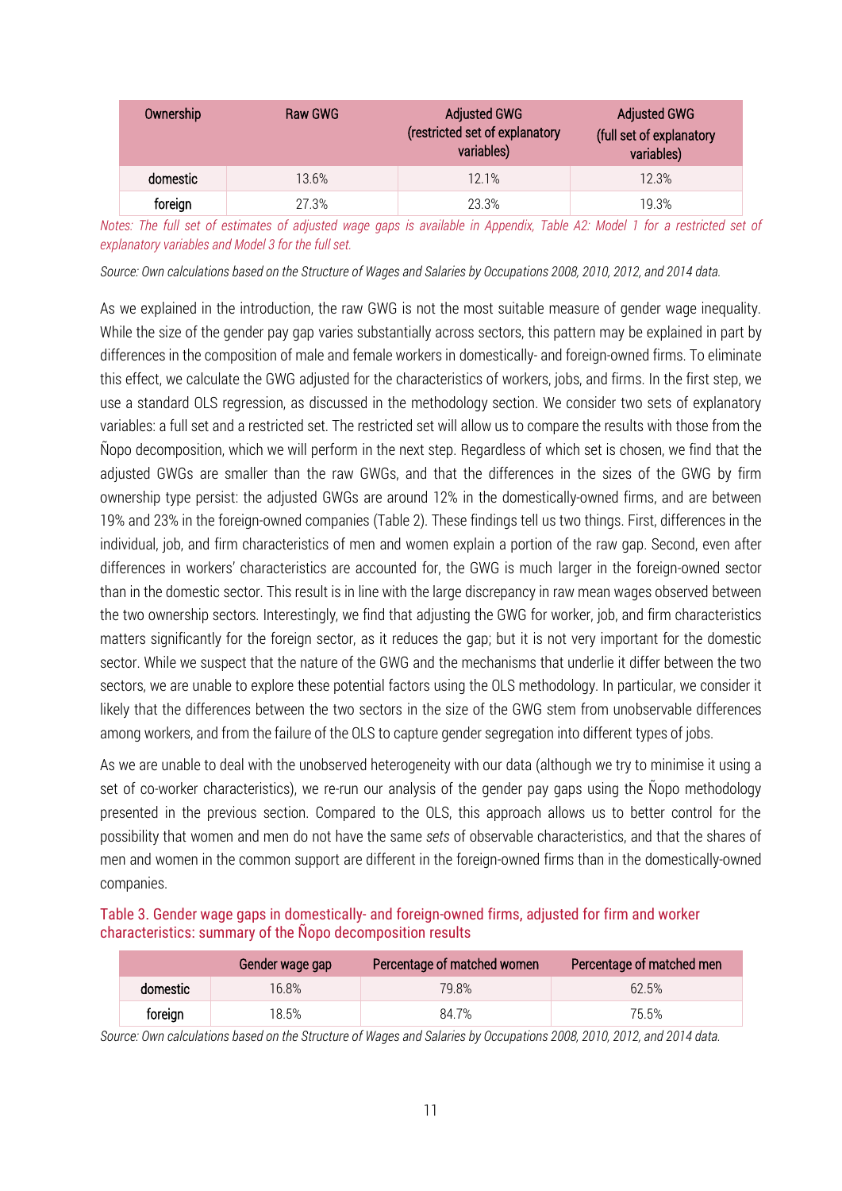| Ownership | Raw GWG | Adjusted GWG (restricted set of explanatory variables) | Adjusted GWG (full set of explanatory variables) |
|---|---|---|---|
| domestic | 13.6% | 12.1% | 12.3% |
| foreign | 27.3% | 23.3% | 19.3% |

*Notes: The full set of estimates of adjusted wage gaps is available in Appendix, Table A2: Model 1 for a restricted set of explanatory variables and Model 3 for the full set.*

*Source: Own calculations based on the Structure of Wages and Salaries by Occupations 2008, 2010, 2012, and 2014 data.*

As we explained in the introduction, the raw GWG is not the most suitable measure of gender wage inequality. While the size of the gender pay gap varies substantially across sectors, this pattern may be explained in part by differences in the composition of male and female workers in domestically- and foreign-owned firms. To eliminate this effect, we calculate the GWG adjusted for the characteristics of workers, jobs, and firms. In the first step, we use a standard OLS regression, as discussed in the methodology section. We consider two sets of explanatory variables: a full set and a restricted set. The restricted set will allow us to compare the results with those from the Ñopo decomposition, which we will perform in the next step. Regardless of which set is chosen, we find that the adjusted GWGs are smaller than the raw GWGs, and that the differences in the sizes of the GWG by firm ownership type persist: the adjusted GWGs are around 12% in the domestically-owned firms, and are between 19% and 23% in the foreign-owned companies (Table 2). These findings tell us two things. First, differences in the individual, job, and firm characteristics of men and women explain a portion of the raw gap. Second, even after differences in workers' characteristics are accounted for, the GWG is much larger in the foreign-owned sector than in the domestic sector. This result is in line with the large discrepancy in raw mean wages observed between the two ownership sectors. Interestingly, we find that adjusting the GWG for worker, job, and firm characteristics matters significantly for the foreign sector, as it reduces the gap; but it is not very important for the domestic sector. While we suspect that the nature of the GWG and the mechanisms that underlie it differ between the two sectors, we are unable to explore these potential factors using the OLS methodology. In particular, we consider it likely that the differences between the two sectors in the size of the GWG stem from unobservable differences among workers, and from the failure of the OLS to capture gender segregation into different types of jobs.

As we are unable to deal with the unobserved heterogeneity with our data (although we try to minimise it using a set of co-worker characteristics), we re-run our analysis of the gender pay gaps using the Ñopo methodology presented in the previous section. Compared to the OLS, this approach allows us to better control for the possibility that women and men do not have the same *sets* of observable characteristics, and that the shares of men and women in the common support are different in the foreign-owned firms than in the domestically-owned companies.

Table 3. Gender wage gaps in domestically- and foreign-owned firms, adjusted for firm and worker characteristics: summary of the Ñopo decomposition results

| | Gender wage gap | Percentage of matched women | Percentage of matched men |
|---|---|---|---|
| domestic | 16.8% | 79.8% | 62.5% |
| foreign | 18.5% | 84.7% | 75.5% |

*Source: Own calculations based on the Structure of Wages and Salaries by Occupations 2008, 2010, 2012, and 2014 data.*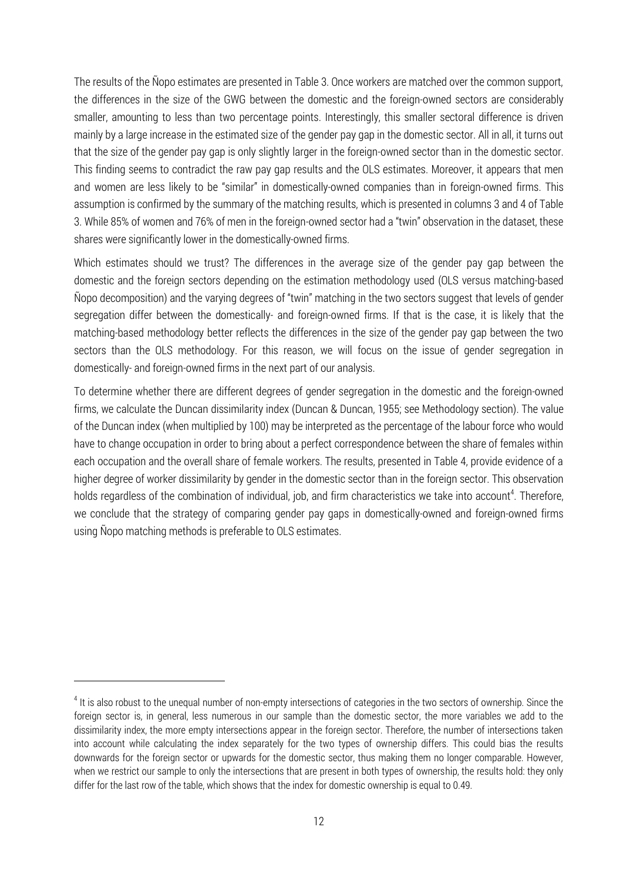The results of the Ñopo estimates are presented in Table 3. Once workers are matched over the common support, the differences in the size of the GWG between the domestic and the foreign-owned sectors are considerably smaller, amounting to less than two percentage points. Interestingly, this smaller sectoral difference is driven mainly by a large increase in the estimated size of the gender pay gap in the domestic sector. All in all, it turns out that the size of the gender pay gap is only slightly larger in the foreign-owned sector than in the domestic sector. This finding seems to contradict the raw pay gap results and the OLS estimates. Moreover, it appears that men and women are less likely to be "similar" in domestically-owned companies than in foreign-owned firms. This assumption is confirmed by the summary of the matching results, which is presented in columns 3 and 4 of Table 3. While 85% of women and 76% of men in the foreign-owned sector had a "twin" observation in the dataset, these shares were significantly lower in the domestically-owned firms.

Which estimates should we trust? The differences in the average size of the gender pay gap between the domestic and the foreign sectors depending on the estimation methodology used (OLS versus matching-based Ñopo decomposition) and the varying degrees of "twin" matching in the two sectors suggest that levels of gender segregation differ between the domestically- and foreign-owned firms. If that is the case, it is likely that the matching-based methodology better reflects the differences in the size of the gender pay gap between the two sectors than the OLS methodology. For this reason, we will focus on the issue of gender segregation in domestically- and foreign-owned firms in the next part of our analysis.

To determine whether there are different degrees of gender segregation in the domestic and the foreign-owned firms, we calculate the Duncan dissimilarity index (Duncan & Duncan, 1955; see Methodology section). The value of the Duncan index (when multiplied by 100) may be interpreted as the percentage of the labour force who would have to change occupation in order to bring about a perfect correspondence between the share of females within each occupation and the overall share of female workers. The results, presented in Table 4, provide evidence of a higher degree of worker dissimilarity by gender in the domestic sector than in the foreign sector. This observation holds regardless of the combination of individual, job, and firm characteristics we take into account[4]. Therefore, we conclude that the strategy of comparing gender pay gaps in domestically-owned and foreign-owned firms using Ñopo matching methods is preferable to OLS estimates.

[4] It is also robust to the unequal number of non-empty intersections of categories in the two sectors of ownership. Since the foreign sector is, in general, less numerous in our sample than the domestic sector, the more variables we add to the dissimilarity index, the more empty intersections appear in the foreign sector. Therefore, the number of intersections taken into account while calculating the index separately for the two types of ownership differs. This could bias the results downwards for the foreign sector or upwards for the domestic sector, thus making them no longer comparable. However, when we restrict our sample to only the intersections that are present in both types of ownership, the results hold: they only differ for the last row of the table, which shows that the index for domestic ownership is equal to 0.49.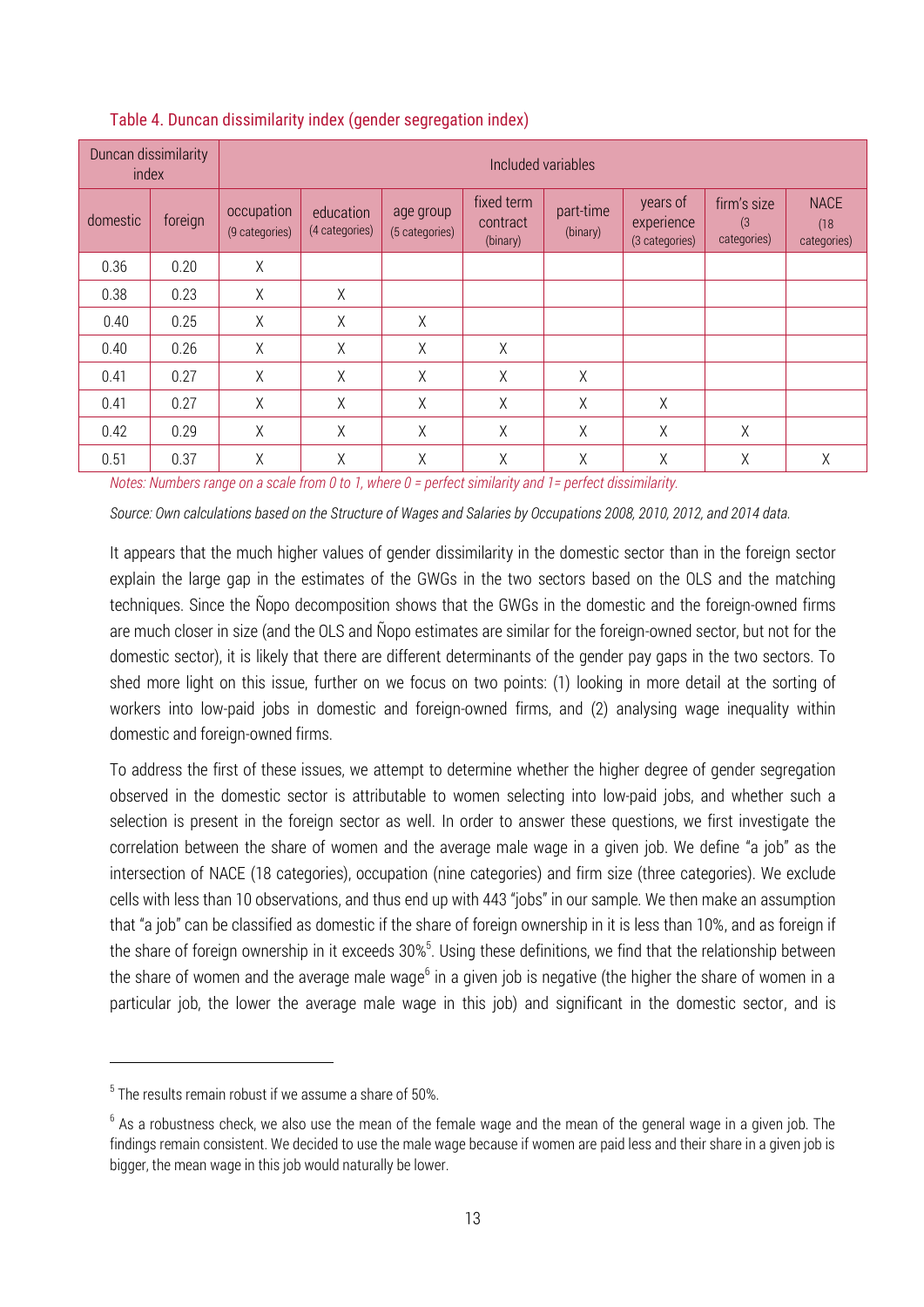Table 4. Duncan dissimilarity index (gender segregation index)

| Duncan dissimilarity index | | Included variables | | | | | | | |
|---|---|---|---|---|---|---|---|---|---|
| domestic | foreign | occupation (9 categories) | education (4 categories) | age group (5 categories) | fixed term contract (binary) | part-time (binary) | years of experience (3 categories) | firm's size (3 categories) | NACE (18 categories) |
| 0.36 | 0.20 | X | | | | | | | |
| 0.38 | 0.23 | X | X | | | | | | |
| 0.40 | 0.25 | X | X | X | | | | | |
| 0.40 | 0.26 | X | X | X | X | | | | |
| 0.41 | 0.27 | X | X | X | X | X | | | |
| 0.41 | 0.27 | X | X | X | X | X | X | | |
| 0.42 | 0.29 | X | X | X | X | X | X | X | |
| 0.51 | 0.37 | X | X | X | X | X | X | X | X |

*Notes: Numbers range on a scale from 0 to 1, where 0 = perfect similarity and 1= perfect dissimilarity.*

*Source: Own calculations based on the Structure of Wages and Salaries by Occupations 2008, 2010, 2012, and 2014 data.*

It appears that the much higher values of gender dissimilarity in the domestic sector than in the foreign sector explain the large gap in the estimates of the GWGs in the two sectors based on the OLS and the matching techniques. Since the Ñopo decomposition shows that the GWGs in the domestic and the foreign-owned firms are much closer in size (and the OLS and Ñopo estimates are similar for the foreign-owned sector, but not for the domestic sector), it is likely that there are different determinants of the gender pay gaps in the two sectors. To shed more light on this issue, further on we focus on two points: (1) looking in more detail at the sorting of workers into low-paid jobs in domestic and foreign-owned firms, and (2) analysing wage inequality within domestic and foreign-owned firms.

To address the first of these issues, we attempt to determine whether the higher degree of gender segregation observed in the domestic sector is attributable to women selecting into low-paid jobs, and whether such a selection is present in the foreign sector as well. In order to answer these questions, we first investigate the correlation between the share of women and the average male wage in a given job. We define "a job" as the intersection of NACE (18 categories), occupation (nine categories) and firm size (three categories). We exclude cells with less than 10 observations, and thus end up with 443 "jobs" in our sample. We then make an assumption that "a job" can be classified as domestic if the share of foreign ownership in it is less than 10%, and as foreign if the share of foreign ownership in it exceeds 30%[5]. Using these definitions, we find that the relationship between the share of women and the average male wage[6] in a given job is negative (the higher the share of women in a particular job, the lower the average male wage in this job) and significant in the domestic sector, and is

[5] The results remain robust if we assume a share of 50%.

[6] As a robustness check, we also use the mean of the female wage and the mean of the general wage in a given job. The findings remain consistent. We decided to use the male wage because if women are paid less and their share in a given job is bigger, the mean wage in this job would naturally be lower.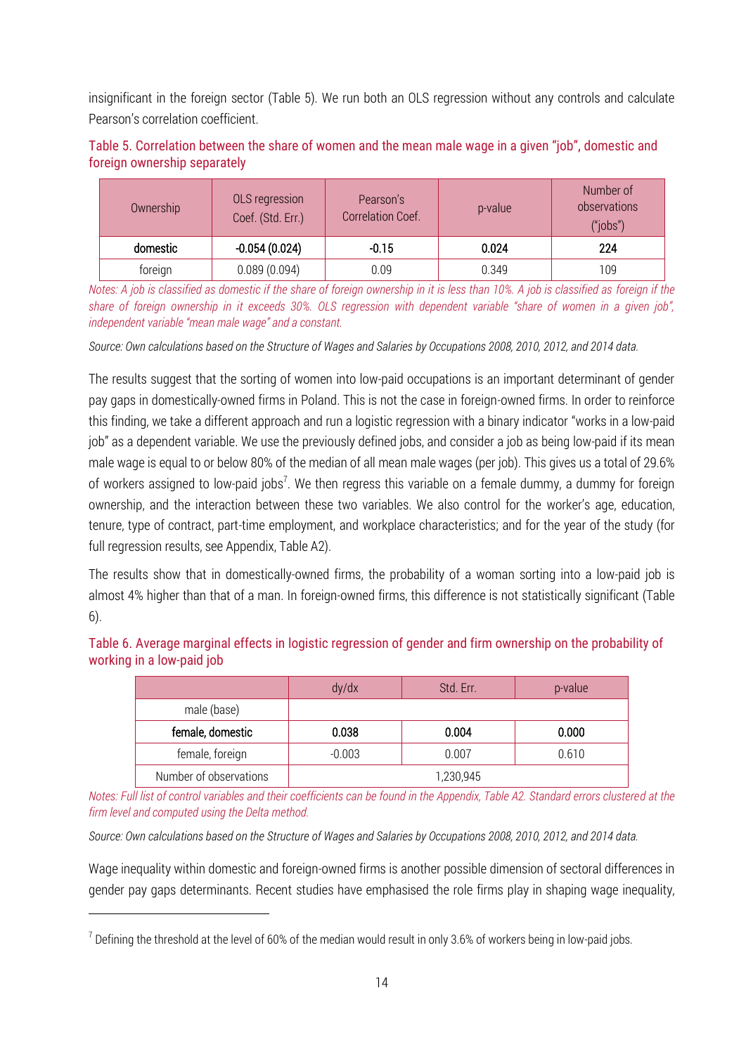insignificant in the foreign sector (Table 5). We run both an OLS regression without any controls and calculate Pearson's correlation coefficient.

Table 5. Correlation between the share of women and the mean male wage in a given "job", domestic and foreign ownership separately

| Ownership | OLS regression Coef. (Std. Err.) | Pearson's Correlation Coef. | p-value | Number of observations ("jobs") |
|---|---|---|---|---|
| **domestic** | **-0.054 (0.024)** | **-0.15** | **0.024** | **224** |
| foreign | 0.089 (0.094) | 0.09 | 0.349 | 109 |

*Notes: A job is classified as domestic if the share of foreign ownership in it is less than 10%. A job is classified as foreign if the share of foreign ownership in it exceeds 30%. OLS regression with dependent variable "share of women in a given job", independent variable "mean male wage" and a constant.*

*Source: Own calculations based on the Structure of Wages and Salaries by Occupations 2008, 2010, 2012, and 2014 data.*

The results suggest that the sorting of women into low-paid occupations is an important determinant of gender pay gaps in domestically-owned firms in Poland. This is not the case in foreign-owned firms. In order to reinforce this finding, we take a different approach and run a logistic regression with a binary indicator "works in a low-paid job" as a dependent variable. We use the previously defined jobs, and consider a job as being low-paid if its mean male wage is equal to or below 80% of the median of all mean male wages (per job). This gives us a total of 29.6% of workers assigned to low-paid jobs[7]. We then regress this variable on a female dummy, a dummy for foreign ownership, and the interaction between these two variables. We also control for the worker's age, education, tenure, type of contract, part-time employment, and workplace characteristics; and for the year of the study (for full regression results, see Appendix, Table A2).

The results show that in domestically-owned firms, the probability of a woman sorting into a low-paid job is almost 4% higher than that of a man. In foreign-owned firms, this difference is not statistically significant (Table 6).

Table 6. Average marginal effects in logistic regression of gender and firm ownership on the probability of working in a low-paid job

| | dy/dx | Std. Err. | p-value |
|---|---|---|---|
| male (base) | | | |
| **female, domestic** | **0.038** | **0.004** | **0.000** |
| female, foreign | -0.003 | 0.007 | 0.610 |
| Number of observations | 1,230,945 | | |

*Notes: Full list of control variables and their coefficients can be found in the Appendix, Table A2. Standard errors clustered at the firm level and computed using the Delta method.*

*Source: Own calculations based on the Structure of Wages and Salaries by Occupations 2008, 2010, 2012, and 2014 data.*

Wage inequality within domestic and foreign-owned firms is another possible dimension of sectoral differences in gender pay gaps determinants. Recent studies have emphasised the role firms play in shaping wage inequality,

[7] Defining the threshold at the level of 60% of the median would result in only 3.6% of workers being in low-paid jobs.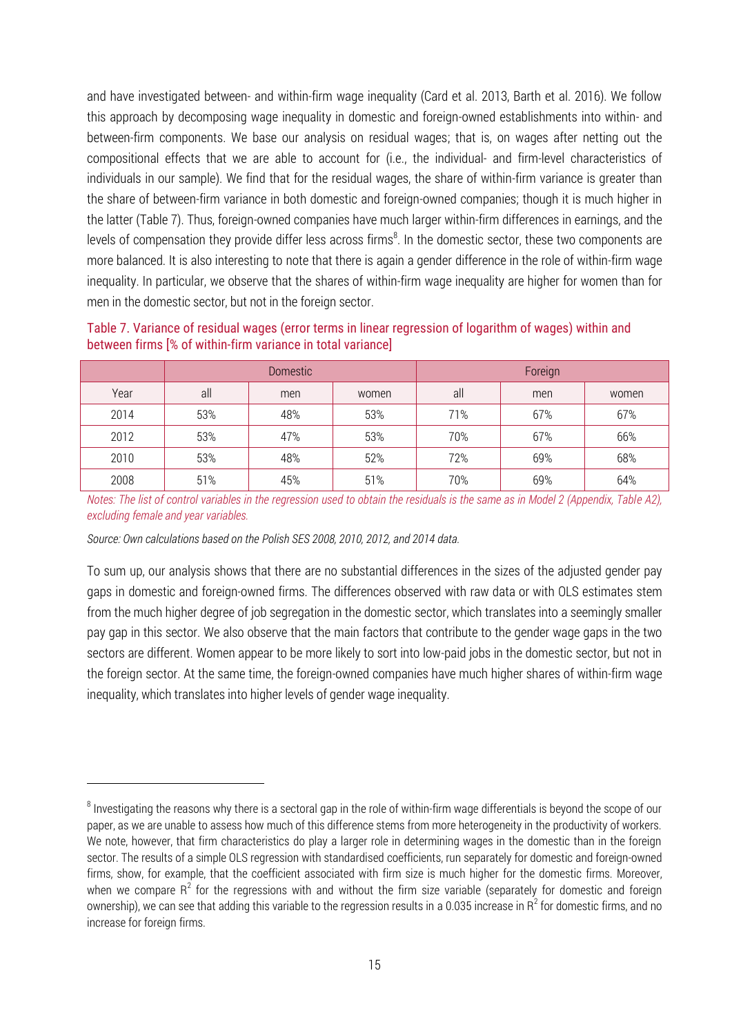and have investigated between- and within-firm wage inequality (Card et al. 2013, Barth et al. 2016). We follow this approach by decomposing wage inequality in domestic and foreign-owned establishments into within- and between-firm components. We base our analysis on residual wages; that is, on wages after netting out the compositional effects that we are able to account for (i.e., the individual- and firm-level characteristics of individuals in our sample). We find that for the residual wages, the share of within-firm variance is greater than the share of between-firm variance in both domestic and foreign-owned companies; though it is much higher in the latter (Table 7). Thus, foreign-owned companies have much larger within-firm differences in earnings, and the levels of compensation they provide differ less across firms[8]. In the domestic sector, these two components are more balanced. It is also interesting to note that there is again a gender difference in the role of within-firm wage inequality. In particular, we observe that the shares of within-firm wage inequality are higher for women than for men in the domestic sector, but not in the foreign sector.

Table 7. Variance of residual wages (error terms in linear regression of logarithm of wages) within and between firms [% of within-firm variance in total variance]

| | Domestic | | | Foreign | | |
|---|---|---|---|---|---|---|
| Year | all | men | women | all | men | women |
| 2014 | 53% | 48% | 53% | 71% | 67% | 67% |
| 2012 | 53% | 47% | 53% | 70% | 67% | 66% |
| 2010 | 53% | 48% | 52% | 72% | 69% | 68% |
| 2008 | 51% | 45% | 51% | 70% | 69% | 64% |

*Notes: The list of control variables in the regression used to obtain the residuals is the same as in Model 2 (Appendix, Table A2), excluding female and year variables.*

*Source: Own calculations based on the Polish SES 2008, 2010, 2012, and 2014 data.*

To sum up, our analysis shows that there are no substantial differences in the sizes of the adjusted gender pay gaps in domestic and foreign-owned firms. The differences observed with raw data or with OLS estimates stem from the much higher degree of job segregation in the domestic sector, which translates into a seemingly smaller pay gap in this sector. We also observe that the main factors that contribute to the gender wage gaps in the two sectors are different. Women appear to be more likely to sort into low-paid jobs in the domestic sector, but not in the foreign sector. At the same time, the foreign-owned companies have much higher shares of within-firm wage inequality, which translates into higher levels of gender wage inequality.

---

[8] Investigating the reasons why there is a sectoral gap in the role of within-firm wage differentials is beyond the scope of our paper, as we are unable to assess how much of this difference stems from more heterogeneity in the productivity of workers. We note, however, that firm characteristics do play a larger role in determining wages in the domestic than in the foreign sector. The results of a simple OLS regression with standardised coefficients, run separately for domestic and foreign-owned firms, show, for example, that the coefficient associated with firm size is much higher for the domestic firms. Moreover, when we compare $R^2$ for the regressions with and without the firm size variable (separately for domestic and foreign ownership), we can see that adding this variable to the regression results in a 0.035 increase in $R^2$ for domestic firms, and no increase for foreign firms.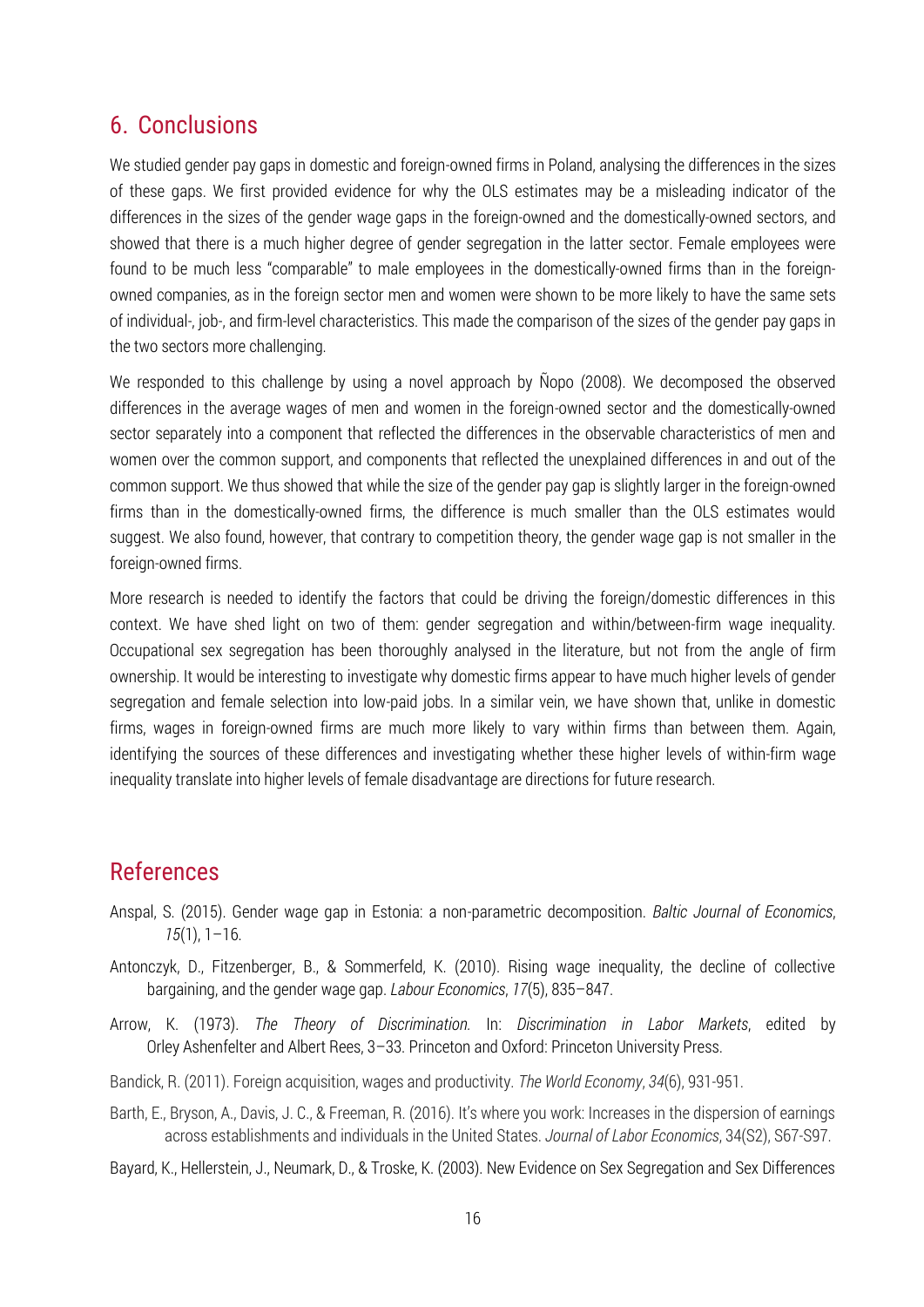## 6. Conclusions

We studied gender pay gaps in domestic and foreign-owned firms in Poland, analysing the differences in the sizes of these gaps. We first provided evidence for why the OLS estimates may be a misleading indicator of the differences in the sizes of the gender wage gaps in the foreign-owned and the domestically-owned sectors, and showed that there is a much higher degree of gender segregation in the latter sector. Female employees were found to be much less "comparable" to male employees in the domestically-owned firms than in the foreign-owned companies, as in the foreign sector men and women were shown to be more likely to have the same sets of individual-, job-, and firm-level characteristics. This made the comparison of the sizes of the gender pay gaps in the two sectors more challenging.

We responded to this challenge by using a novel approach by Ñopo (2008). We decomposed the observed differences in the average wages of men and women in the foreign-owned sector and the domestically-owned sector separately into a component that reflected the differences in the observable characteristics of men and women over the common support, and components that reflected the unexplained differences in and out of the common support. We thus showed that while the size of the gender pay gap is slightly larger in the foreign-owned firms than in the domestically-owned firms, the difference is much smaller than the OLS estimates would suggest. We also found, however, that contrary to competition theory, the gender wage gap is not smaller in the foreign-owned firms.

More research is needed to identify the factors that could be driving the foreign/domestic differences in this context. We have shed light on two of them: gender segregation and within/between-firm wage inequality. Occupational sex segregation has been thoroughly analysed in the literature, but not from the angle of firm ownership. It would be interesting to investigate why domestic firms appear to have much higher levels of gender segregation and female selection into low-paid jobs. In a similar vein, we have shown that, unlike in domestic firms, wages in foreign-owned firms are much more likely to vary within firms than between them. Again, identifying the sources of these differences and investigating whether these higher levels of within-firm wage inequality translate into higher levels of female disadvantage are directions for future research.

## References

Anspal, S. (2015). Gender wage gap in Estonia: a non-parametric decomposition. *Baltic Journal of Economics*, *15*(1), 1–16.

Antonczyk, D., Fitzenberger, B., & Sommerfeld, K. (2010). Rising wage inequality, the decline of collective bargaining, and the gender wage gap. *Labour Economics*, *17*(5), 835–847.

Arrow, K. (1973). *The Theory of Discrimination.* In: *Discrimination in Labor Markets*, edited by Orley Ashenfelter and Albert Rees, 3–33. Princeton and Oxford: Princeton University Press.

Bandick, R. (2011). Foreign acquisition, wages and productivity. *The World Economy*, *34*(6), 931-951.

Barth, E., Bryson, A., Davis, J. C., & Freeman, R. (2016). It's where you work: Increases in the dispersion of earnings across establishments and individuals in the United States. *Journal of Labor Economics*, 34(S2), S67-S97.

Bayard, K., Hellerstein, J., Neumark, D., & Troske, K. (2003). New Evidence on Sex Segregation and Sex Differences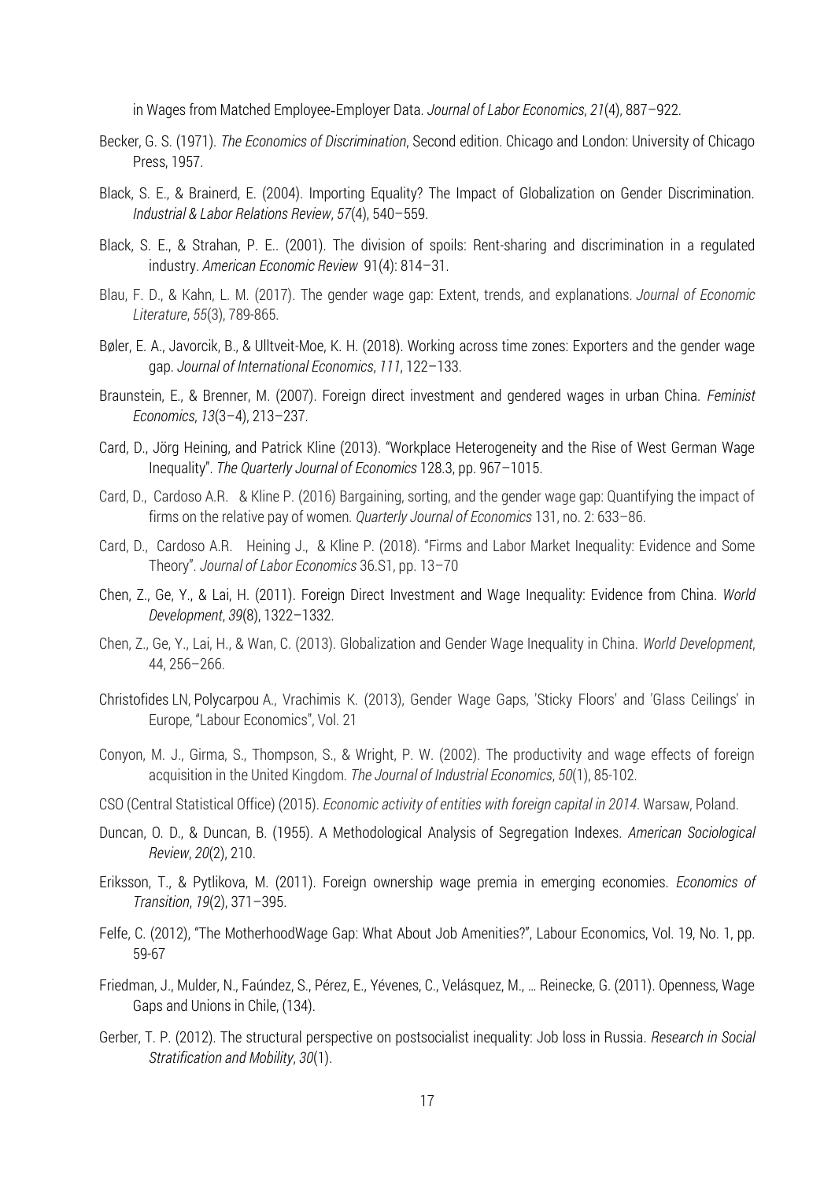in Wages from Matched Employee-Employer Data. *Journal of Labor Economics*, *21*(4), 887–922.

Becker, G. S. (1971). *The Economics of Discrimination*, Second edition. Chicago and London: University of Chicago Press, 1957.

Black, S. E., & Brainerd, E. (2004). Importing Equality? The Impact of Globalization on Gender Discrimination. *Industrial & Labor Relations Review*, *57*(4), 540–559.

Black, S. E., & Strahan, P. E.. (2001). The division of spoils: Rent-sharing and discrimination in a regulated industry. *American Economic Review* 91(4): 814–31.

Blau, F. D., & Kahn, L. M. (2017). The gender wage gap: Extent, trends, and explanations. *Journal of Economic Literature*, *55*(3), 789-865.

Bøler, E. A., Javorcik, B., & Ulltveit-Moe, K. H. (2018). Working across time zones: Exporters and the gender wage gap. *Journal of International Economics*, *111*, 122–133.

Braunstein, E., & Brenner, M. (2007). Foreign direct investment and gendered wages in urban China. *Feminist Economics*, *13*(3–4), 213–237.

Card, D., Jörg Heining, and Patrick Kline (2013). "Workplace Heterogeneity and the Rise of West German Wage Inequality". *The Quarterly Journal of Economics* 128.3, pp. 967–1015.

Card, D., Cardoso A.R. & Kline P. (2016) Bargaining, sorting, and the gender wage gap: Quantifying the impact of firms on the relative pay of women. *Quarterly Journal of Economics* 131, no. 2: 633–86.

Card, D., Cardoso A.R. Heining J., & Kline P. (2018). "Firms and Labor Market Inequality: Evidence and Some Theory". *Journal of Labor Economics* 36.S1, pp. 13–70

Chen, Z., Ge, Y., & Lai, H. (2011). Foreign Direct Investment and Wage Inequality: Evidence from China. *World Development*, *39*(8), 1322–1332.

Chen, Z., Ge, Y., Lai, H., & Wan, C. (2013). Globalization and Gender Wage Inequality in China. *World Development*, 44, 256–266.

Christofides LN, Polycarpou A., Vrachimis K. (2013), Gender Wage Gaps, 'Sticky Floors' and 'Glass Ceilings' in Europe, "Labour Economics", Vol. 21

Conyon, M. J., Girma, S., Thompson, S., & Wright, P. W. (2002). The productivity and wage effects of foreign acquisition in the United Kingdom. *The Journal of Industrial Economics*, *50*(1), 85-102.

CSO (Central Statistical Office) (2015). *Economic activity of entities with foreign capital in 2014*. Warsaw, Poland.

Duncan, O. D., & Duncan, B. (1955). A Methodological Analysis of Segregation Indexes. *American Sociological Review*, *20*(2), 210.

Eriksson, T., & Pytlikova, M. (2011). Foreign ownership wage premia in emerging economies. *Economics of Transition*, *19*(2), 371–395.

Felfe, C. (2012), "The MotherhoodWage Gap: What About Job Amenities?", Labour Economics, Vol. 19, No. 1, pp. 59-67

Friedman, J., Mulder, N., Faúndez, S., Pérez, E., Yévenes, C., Velásquez, M., … Reinecke, G. (2011). Openness, Wage Gaps and Unions in Chile, (134).

Gerber, T. P. (2012). The structural perspective on postsocialist inequality: Job loss in Russia. *Research in Social Stratification and Mobility*, *30*(1).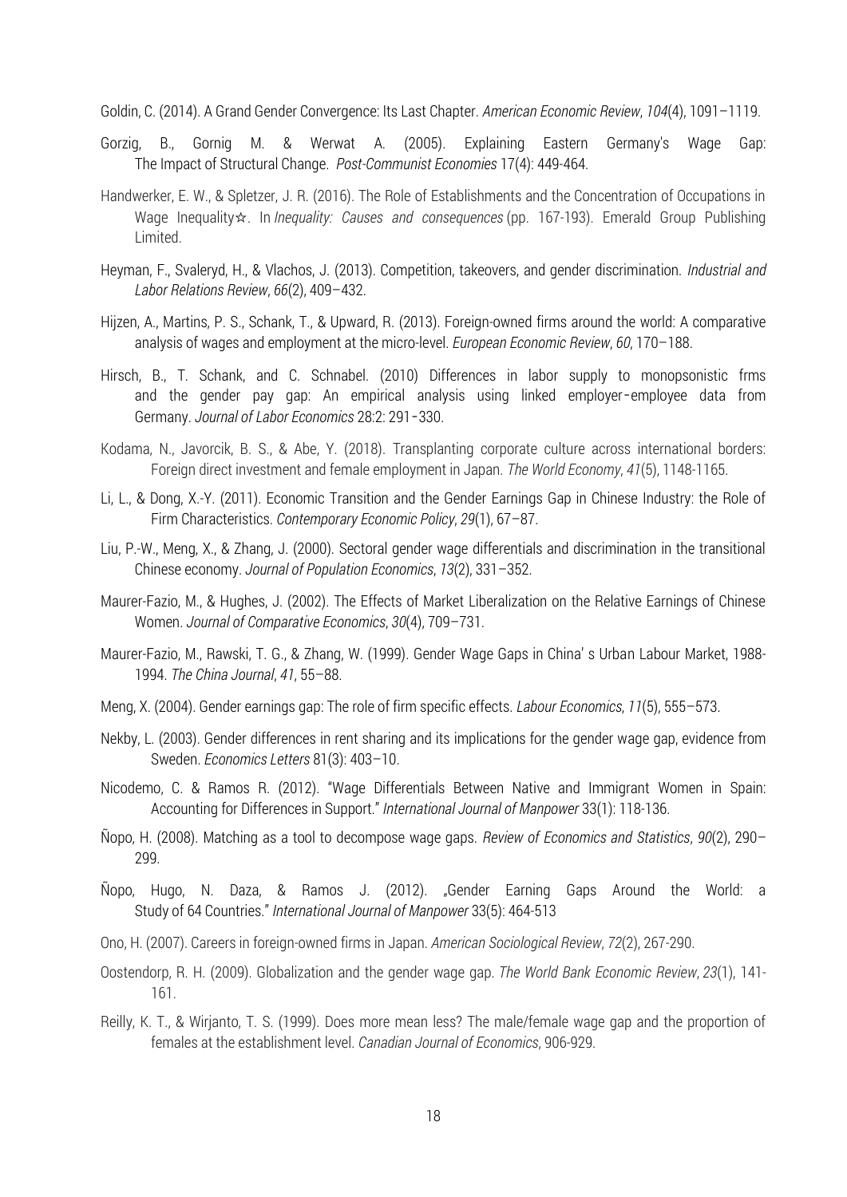Goldin, C. (2014). A Grand Gender Convergence: Its Last Chapter. *American Economic Review*, *104*(4), 1091–1119.

Gorzig, B., Gornig M. & Werwat A. (2005). Explaining Eastern Germany's Wage Gap: The Impact of Structural Change. *Post-Communist Economies* 17(4): 449-464.

Handwerker, E. W., & Spletzer, J. R. (2016). The Role of Establishments and the Concentration of Occupations in Wage Inequality☆. In *Inequality: Causes and consequences* (pp. 167-193). Emerald Group Publishing Limited.

Heyman, F., Svaleryd, H., & Vlachos, J. (2013). Competition, takeovers, and gender discrimination. *Industrial and Labor Relations Review*, *66*(2), 409–432.

Hijzen, A., Martins, P. S., Schank, T., & Upward, R. (2013). Foreign-owned firms around the world: A comparative analysis of wages and employment at the micro-level. *European Economic Review*, *60*, 170–188.

Hirsch, B., T. Schank, and C. Schnabel. (2010) Differences in labor supply to monopsonistic frms and the gender pay gap: An empirical analysis using linked employer-employee data from Germany. *Journal of Labor Economics* 28:2: 291-330.

Kodama, N., Javorcik, B. S., & Abe, Y. (2018). Transplanting corporate culture across international borders: Foreign direct investment and female employment in Japan. *The World Economy*, *41*(5), 1148-1165.

Li, L., & Dong, X.-Y. (2011). Economic Transition and the Gender Earnings Gap in Chinese Industry: the Role of Firm Characteristics. *Contemporary Economic Policy*, *29*(1), 67–87.

Liu, P.-W., Meng, X., & Zhang, J. (2000). Sectoral gender wage differentials and discrimination in the transitional Chinese economy. *Journal of Population Economics*, *13*(2), 331–352.

Maurer-Fazio, M., & Hughes, J. (2002). The Effects of Market Liberalization on the Relative Earnings of Chinese Women. *Journal of Comparative Economics*, *30*(4), 709–731.

Maurer-Fazio, M., Rawski, T. G., & Zhang, W. (1999). Gender Wage Gaps in China' s Urban Labour Market, 1988-1994. *The China Journal*, *41*, 55–88.

Meng, X. (2004). Gender earnings gap: The role of firm specific effects. *Labour Economics*, *11*(5), 555–573.

Nekby, L. (2003). Gender differences in rent sharing and its implications for the gender wage gap, evidence from Sweden. *Economics Letters* 81(3): 403–10.

Nicodemo, C. & Ramos R. (2012). "Wage Differentials Between Native and Immigrant Women in Spain: Accounting for Differences in Support." *International Journal of Manpower* 33(1): 118-136.

Ñopo, H. (2008). Matching as a tool to decompose wage gaps. *Review of Economics and Statistics*, *90*(2), 290–299.

Ñopo, Hugo, N. Daza, & Ramos J. (2012). „Gender Earning Gaps Around the World: a Study of 64 Countries." *International Journal of Manpower* 33(5): 464-513

Ono, H. (2007). Careers in foreign-owned firms in Japan. *American Sociological Review*, *72*(2), 267-290.

Oostendorp, R. H. (2009). Globalization and the gender wage gap. *The World Bank Economic Review*, *23*(1), 141-161.

Reilly, K. T., & Wirjanto, T. S. (1999). Does more mean less? The male/female wage gap and the proportion of females at the establishment level. *Canadian Journal of Economics*, 906-929.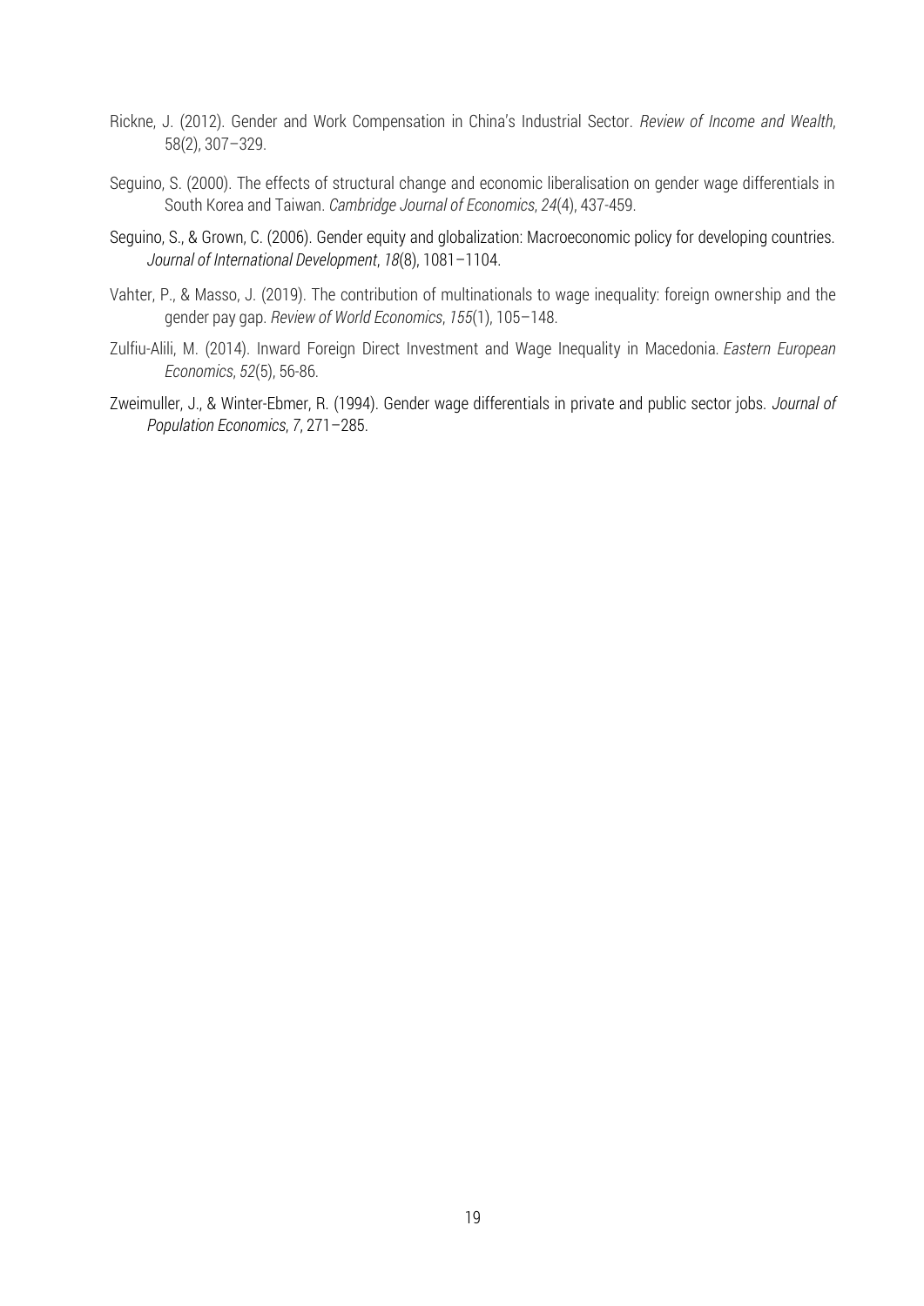Rickne, J. (2012). Gender and Work Compensation in China's Industrial Sector. *Review of Income and Wealth*, 58(2), 307–329.

Seguino, S. (2000). The effects of structural change and economic liberalisation on gender wage differentials in South Korea and Taiwan. *Cambridge Journal of Economics*, *24*(4), 437-459.

Seguino, S., & Grown, C. (2006). Gender equity and globalization: Macroeconomic policy for developing countries. *Journal of International Development*, *18*(8), 1081–1104.

Vahter, P., & Masso, J. (2019). The contribution of multinationals to wage inequality: foreign ownership and the gender pay gap. *Review of World Economics*, *155*(1), 105–148.

Zulfiu-Alili, M. (2014). Inward Foreign Direct Investment and Wage Inequality in Macedonia. *Eastern European Economics*, *52*(5), 56-86.

Zweimuller, J., & Winter-Ebmer, R. (1994). Gender wage differentials in private and public sector jobs. *Journal of Population Economics*, *7*, 271–285.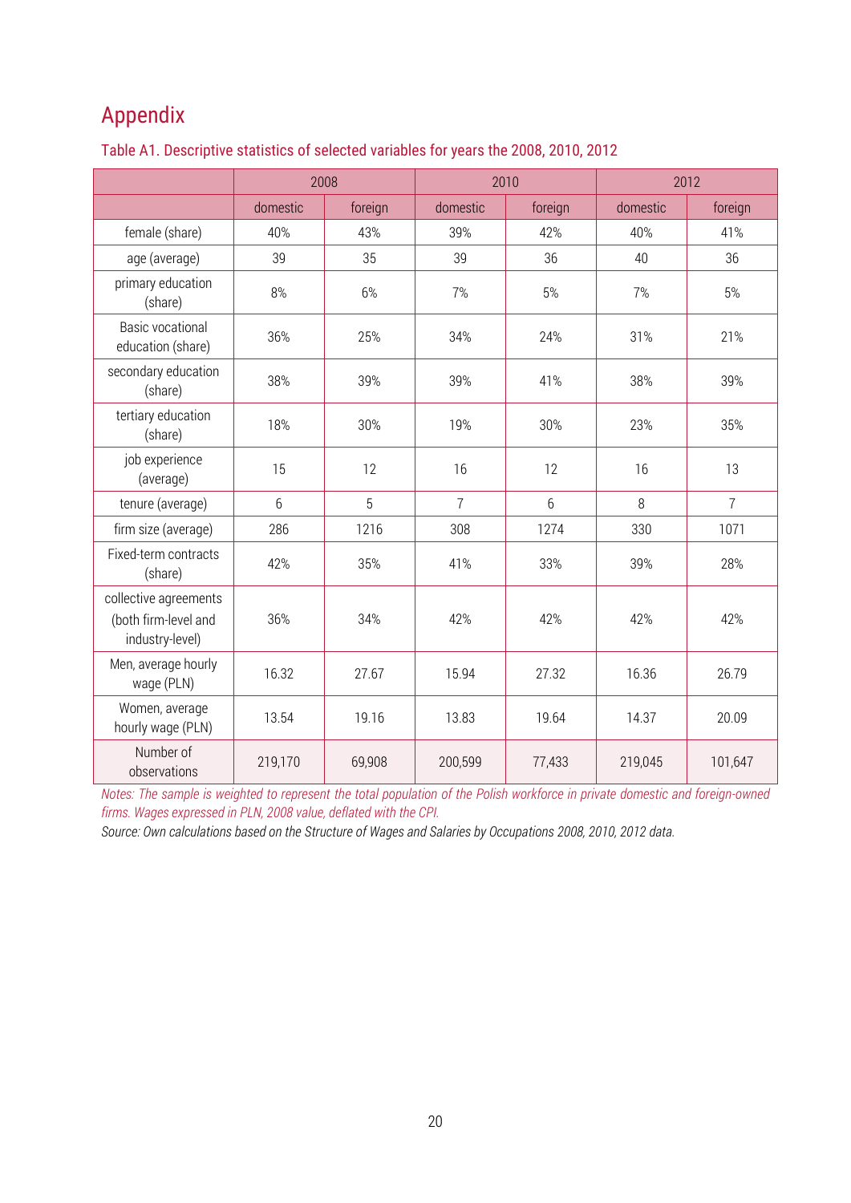# Appendix

Table A1. Descriptive statistics of selected variables for years the 2008, 2010, 2012

| | 2008 | | 2010 | | 2012 | |
|---|---|---|---|---|---|---|
| | domestic | foreign | domestic | foreign | domestic | foreign |
| female (share) | 40% | 43% | 39% | 42% | 40% | 41% |
| age (average) | 39 | 35 | 39 | 36 | 40 | 36 |
| primary education (share) | 8% | 6% | 7% | 5% | 7% | 5% |
| Basic vocational education (share) | 36% | 25% | 34% | 24% | 31% | 21% |
| secondary education (share) | 38% | 39% | 39% | 41% | 38% | 39% |
| tertiary education (share) | 18% | 30% | 19% | 30% | 23% | 35% |
| job experience (average) | 15 | 12 | 16 | 12 | 16 | 13 |
| tenure (average) | 6 | 5 | 7 | 6 | 8 | 7 |
| firm size (average) | 286 | 1216 | 308 | 1274 | 330 | 1071 |
| Fixed-term contracts (share) | 42% | 35% | 41% | 33% | 39% | 28% |
| collective agreements (both firm-level and industry-level) | 36% | 34% | 42% | 42% | 42% | 42% |
| Men, average hourly wage (PLN) | 16.32 | 27.67 | 15.94 | 27.32 | 16.36 | 26.79 |
| Women, average hourly wage (PLN) | 13.54 | 19.16 | 13.83 | 19.64 | 14.37 | 20.09 |
| Number of observations | 219,170 | 69,908 | 200,599 | 77,433 | 219,045 | 101,647 |

*Notes: The sample is weighted to represent the total population of the Polish workforce in private domestic and foreign-owned firms. Wages expressed in PLN, 2008 value, deflated with the CPI.*

*Source: Own calculations based on the Structure of Wages and Salaries by Occupations 2008, 2010, 2012 data.*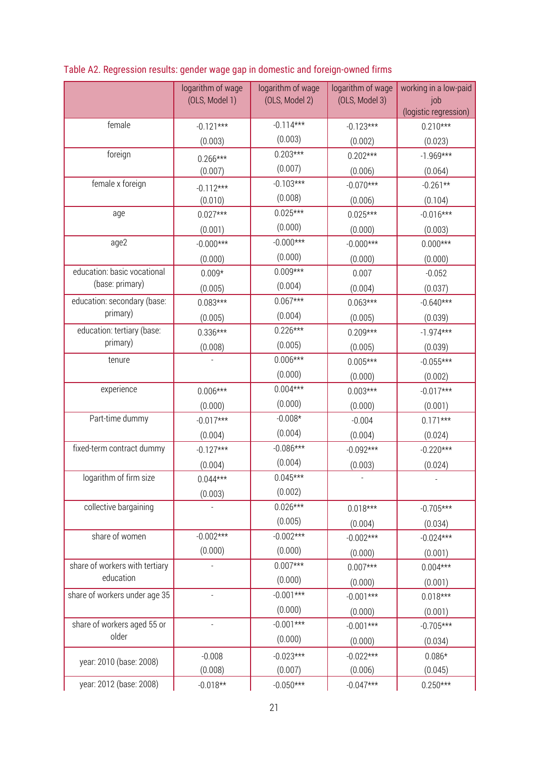Table A2. Regression results: gender wage gap in domestic and foreign-owned firms

| | logarithm of wage (OLS, Model 1) | logarithm of wage (OLS, Model 2) | logarithm of wage (OLS, Model 3) | working in a low-paid job (logistic regression) |
|---|---|---|---|---|
| female | -0.121*** | -0.114*** | -0.123*** | 0.210*** |
| | (0.003) | (0.003) | (0.002) | (0.023) |
| foreign | 0.266*** | 0.203*** | 0.202*** | -1.969*** |
| | (0.007) | (0.007) | (0.006) | (0.064) |
| female x foreign | -0.112*** | -0.103*** | -0.070*** | -0.261** |
| | (0.010) | (0.008) | (0.006) | (0.104) |
| age | 0.027*** | 0.025*** | 0.025*** | -0.016*** |
| | (0.001) | (0.000) | (0.000) | (0.003) |
| age2 | -0.000*** | -0.000*** | -0.000*** | 0.000*** |
| | (0.000) | (0.000) | (0.000) | (0.000) |
| education: basic vocational (base: primary) | 0.009* | 0.009*** | 0.007 | -0.052 |
| | (0.005) | (0.004) | (0.004) | (0.037) |
| education: secondary (base: primary) | 0.083*** | 0.067*** | 0.063*** | -0.640*** |
| | (0.005) | (0.004) | (0.005) | (0.039) |
| education: tertiary (base: primary) | 0.336*** | 0.226*** | 0.209*** | -1.974*** |
| | (0.008) | (0.005) | (0.005) | (0.039) |
| tenure | - | 0.006*** | 0.005*** | -0.055*** |
| | | (0.000) | (0.000) | (0.002) |
| experience | 0.006*** | 0.004*** | 0.003*** | -0.017*** |
| | (0.000) | (0.000) | (0.000) | (0.001) |
| Part-time dummy | -0.017*** | -0.008* | -0.004 | 0.171*** |
| | (0.004) | (0.004) | (0.004) | (0.024) |
| fixed-term contract dummy | -0.127*** | -0.086*** | -0.092*** | -0.220*** |
| | (0.004) | (0.004) | (0.003) | (0.024) |
| logarithm of firm size | 0.044*** | 0.045*** | - | - |
| | (0.003) | (0.002) | | |
| collective bargaining | - | 0.026*** | 0.018*** | -0.705*** |
| | | (0.005) | (0.004) | (0.034) |
| share of women | -0.002*** | -0.002*** | -0.002*** | -0.024*** |
| | (0.000) | (0.000) | (0.000) | (0.001) |
| share of workers with tertiary education | - | 0.007*** | 0.007*** | 0.004*** |
| | | (0.000) | (0.000) | (0.001) |
| share of workers under age 35 | - | -0.001*** | -0.001*** | 0.018*** |
| | | (0.000) | (0.000) | (0.001) |
| share of workers aged 55 or older | - | -0.001*** | -0.001*** | -0.705*** |
| | | (0.000) | (0.000) | (0.034) |
| year: 2010 (base: 2008) | -0.008 | -0.023*** | -0.022*** | 0.086* |
| | (0.008) | (0.007) | (0.006) | (0.045) |
| year: 2012 (base: 2008) | -0.018** | -0.050*** | -0.047*** | 0.250*** |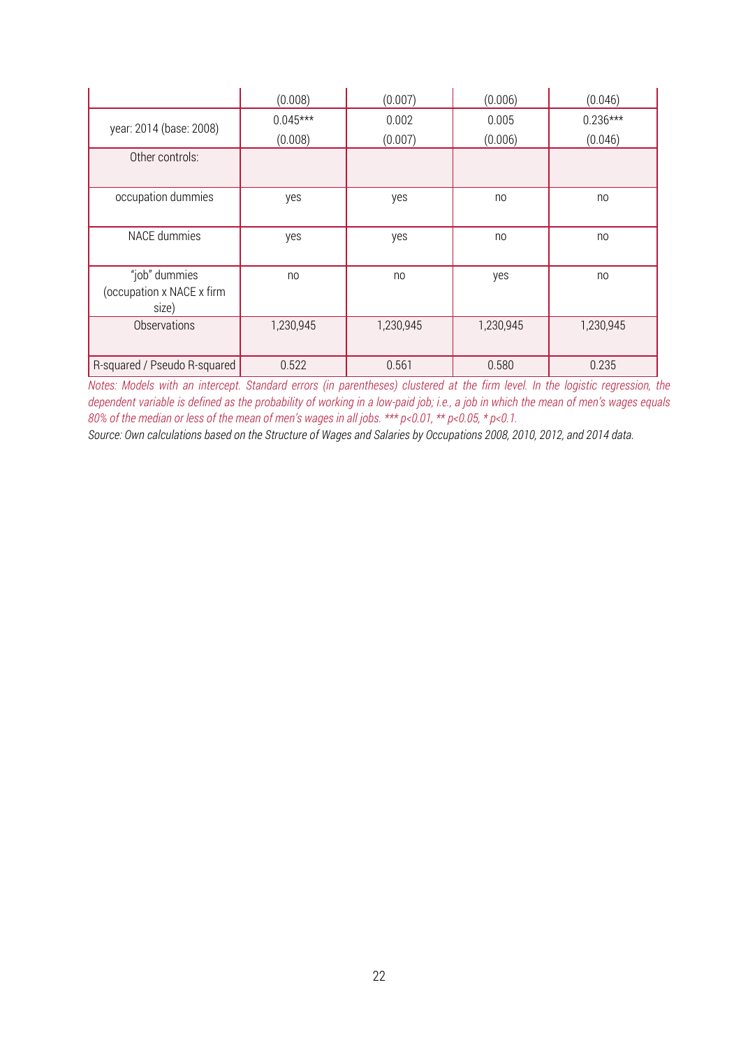| | (0.008) | (0.007) | (0.006) | (0.046) |
|---|---|---|---|---|
| year: 2014 (base: 2008) | 0.045*** | 0.002 | 0.005 | 0.236*** |
| | (0.008) | (0.007) | (0.006) | (0.046) |
| Other controls: | | | | |
| occupation dummies | yes | yes | no | no |
| NACE dummies | yes | yes | no | no |
| "job" dummies (occupation x NACE x firm size) | no | no | yes | no |
| Observations | 1,230,945 | 1,230,945 | 1,230,945 | 1,230,945 |
| R-squared / Pseudo R-squared | 0.522 | 0.561 | 0.580 | 0.235 |

*Notes: Models with an intercept. Standard errors (in parentheses) clustered at the firm level. In the logistic regression, the dependent variable is defined as the probability of working in a low-paid job; i.e., a job in which the mean of men's wages equals 80% of the median or less of the mean of men's wages in all jobs. *** p<0.01, ** p<0.05, * p<0.1.*

*Source: Own calculations based on the Structure of Wages and Salaries by Occupations 2008, 2010, 2012, and 2014 data.*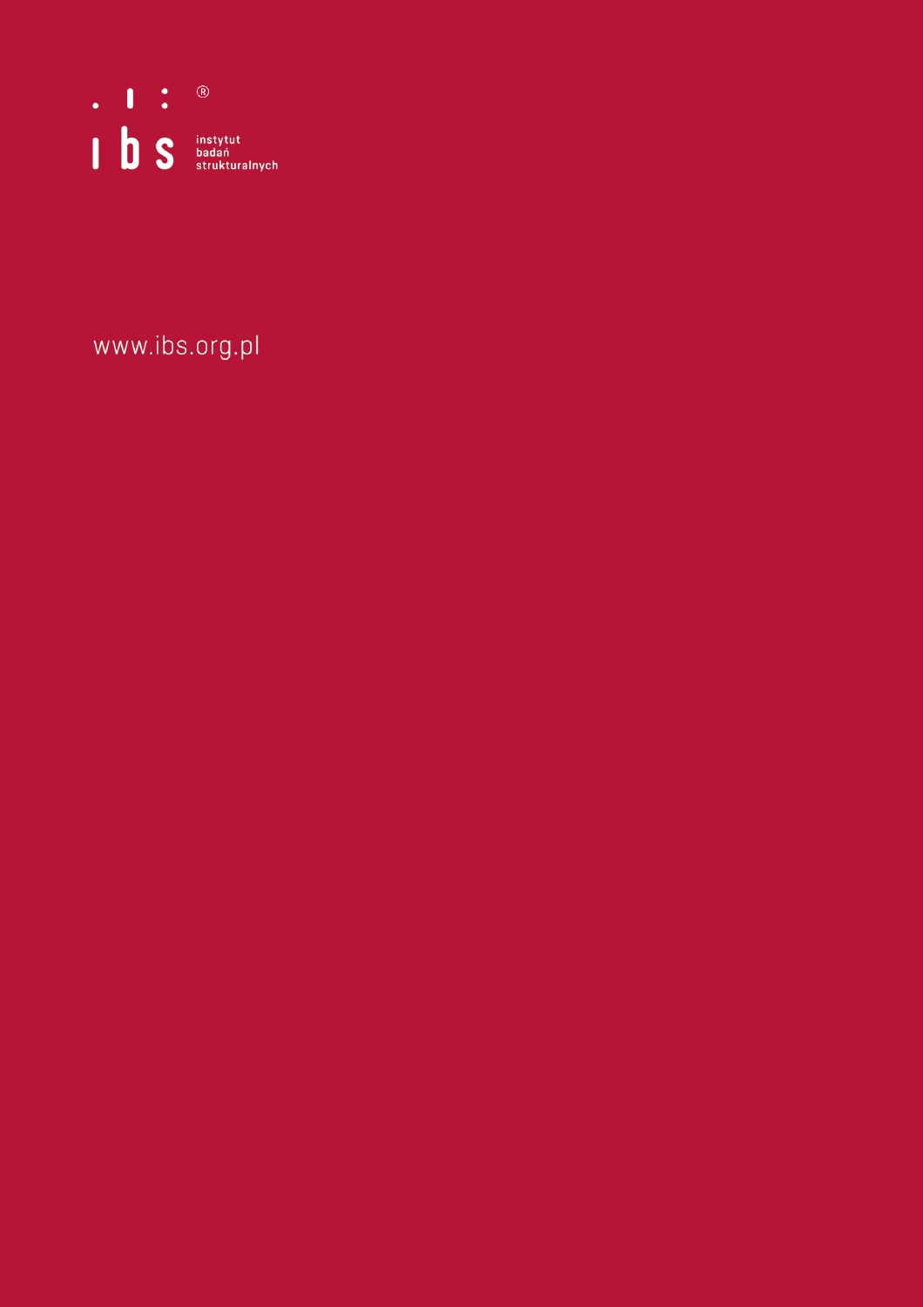ibs ®

instytut
badań
strukturalnych

www.ibs.org.pl